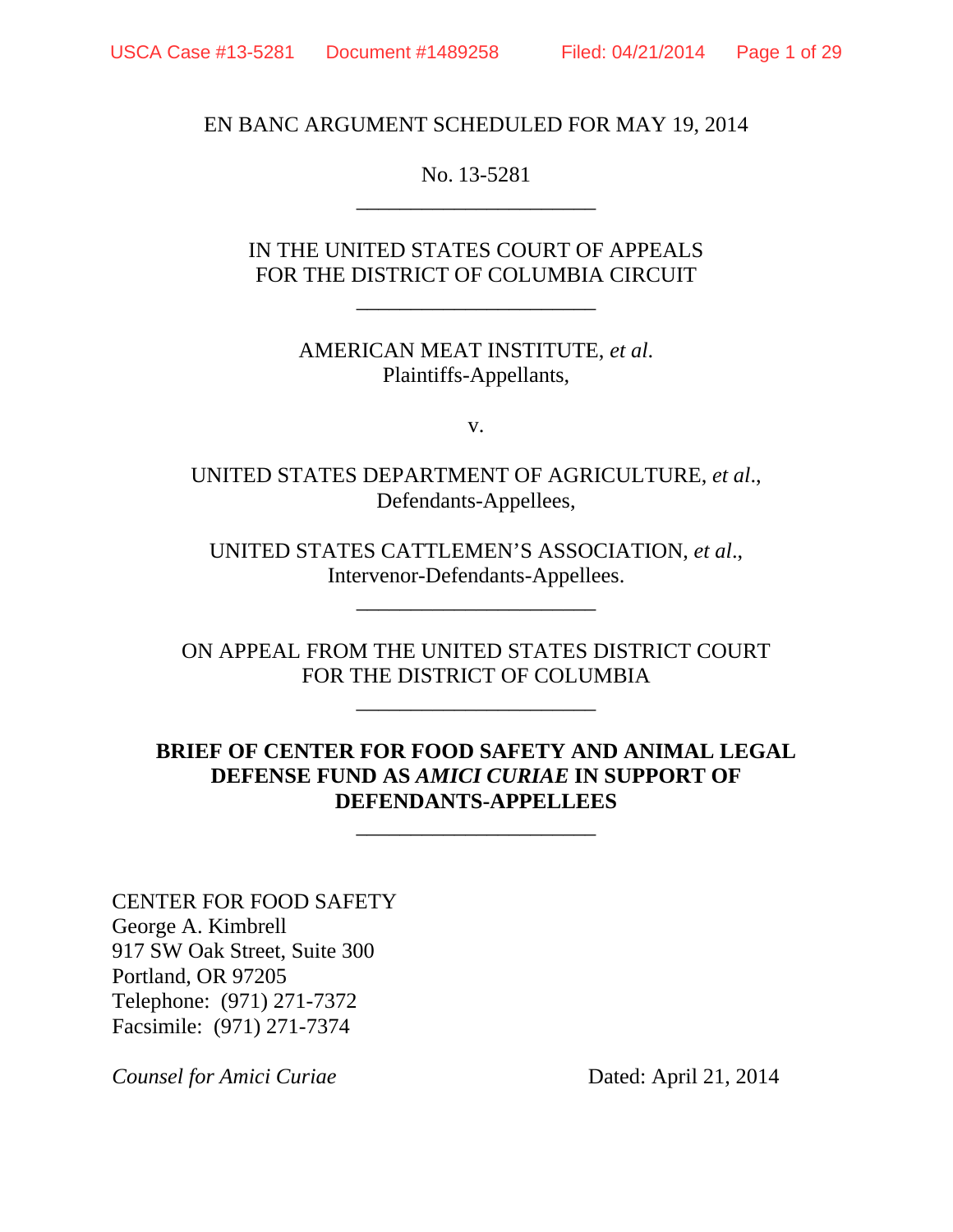EN BANC ARGUMENT SCHEDULED FOR MAY 19, 2014

No. 13-5281

---

IN THE UNITED STATES COURT OF APPEALS
FOR THE DISTRICT OF COLUMBIA CIRCUIT

---

AMERICAN MEAT INSTITUTE, *et al.*
Plaintiffs-Appellants,

v.

UNITED STATES DEPARTMENT OF AGRICULTURE, *et al.*,
Defendants-Appellees,

UNITED STATES CATTLEMEN'S ASSOCIATION, *et al*.,
Intervenor-Defendants-Appellees.

---

ON APPEAL FROM THE UNITED STATES DISTRICT COURT
FOR THE DISTRICT OF COLUMBIA

---

**BRIEF OF CENTER FOR FOOD SAFETY AND ANIMAL LEGAL DEFENSE FUND AS *AMICI CURIAE* IN SUPPORT OF DEFENDANTS-APPELLEES**

---

CENTER FOR FOOD SAFETY
George A. Kimbrell
917 SW Oak Street, Suite 300
Portland, OR 97205
Telephone: (971) 271-7372
Facsimile: (971) 271-7374

*Counsel for Amici Curiae*

Dated: April 21, 2014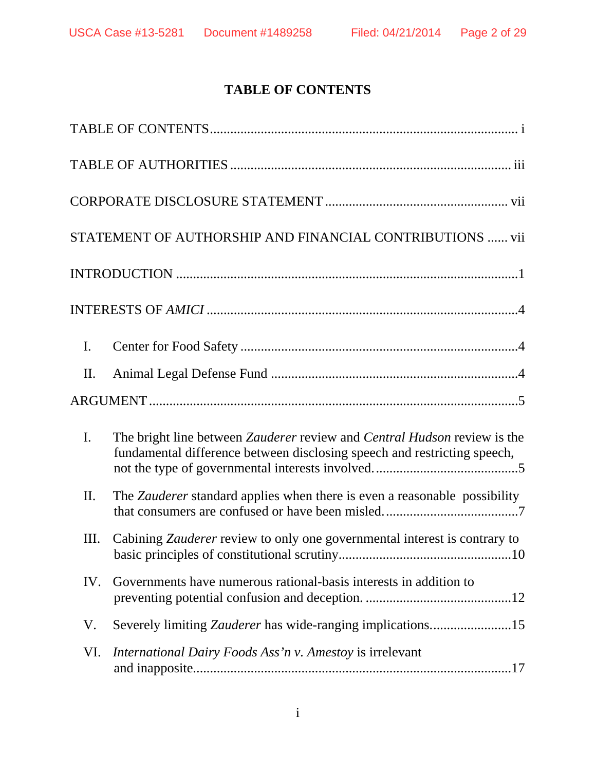# TABLE OF CONTENTS

TABLE OF CONTENTS ........................................................................................ i

TABLE OF AUTHORITIES ................................................................................ iii

CORPORATE DISCLOSURE STATEMENT ..................................................... vii

STATEMENT OF AUTHORSHIP AND FINANCIAL CONTRIBUTIONS ...... vii

INTRODUCTION ..................................................................................................1

INTERESTS OF *AMICI* .........................................................................................4

I. Center for Food Safety ................................................................................4

II. Animal Legal Defense Fund .......................................................................4

ARGUMENT ..........................................................................................................5

I. The bright line between *Zauderer* review and *Central Hudson* review is the fundamental difference between disclosing speech and restricting speech, not the type of governmental interests involved. .........................................5

II. The *Zauderer* standard applies when there is even a reasonable possibility that consumers are confused or have been misled. ......................................7

III. Cabining *Zauderer* review to only one governmental interest is contrary to basic principles of constitutional scrutiny..................................................10

IV. Governments have numerous rational-basis interests in addition to preventing potential confusion and deception. ..........................................12

V. Severely limiting *Zauderer* has wide-ranging implications.......................15

VI. *International Dairy Foods Ass'n v. Amestoy* is irrelevant and inapposite...........................................................................................17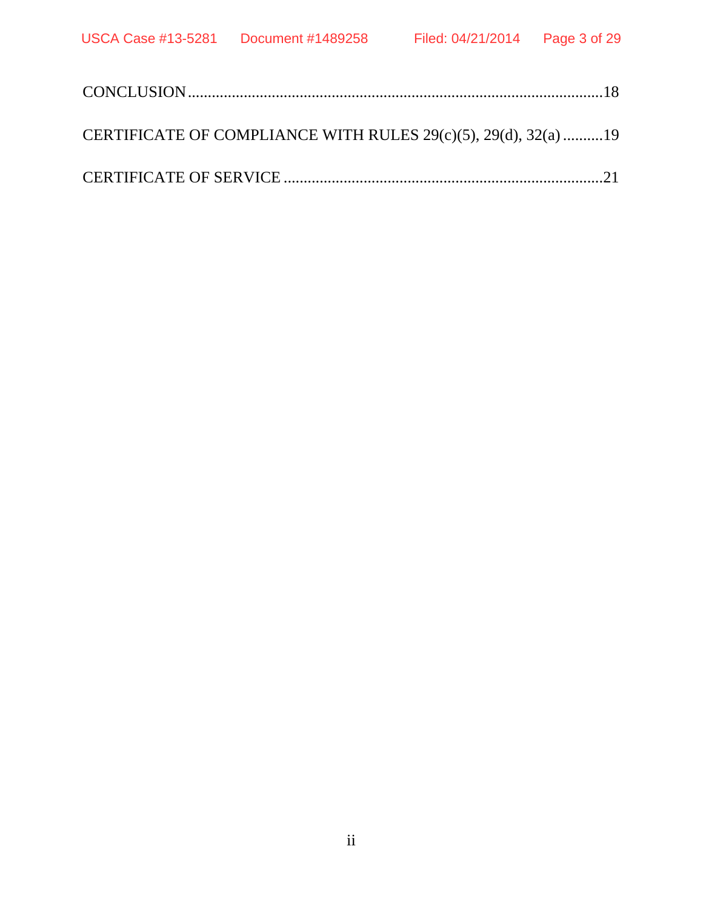CONCLUSION ........................................................................................................18

CERTIFICATE OF COMPLIANCE WITH RULES 29(c)(5), 29(d), 32(a) ..........19

CERTIFICATE OF SERVICE ...............................................................................21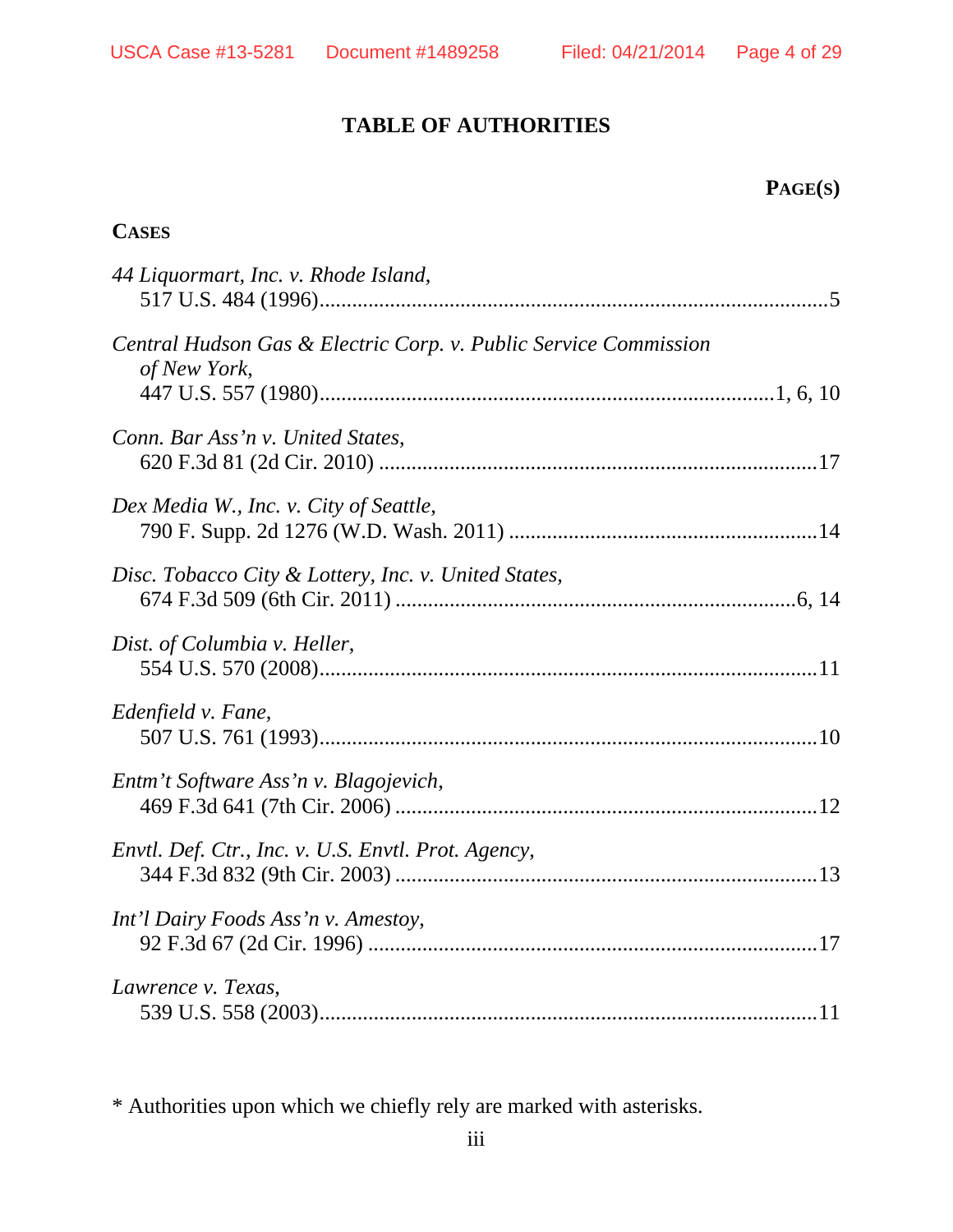## TABLE OF AUTHORITIES

**PAGE(S)**

**CASES**

*44 Liquormart, Inc. v. Rhode Island*,
517 U.S. 484 (1996)...........................................................................................5

*Central Hudson Gas & Electric Corp. v. Public Service Commission of New York*,
447 U.S. 557 (1980)...................................................................................1, 6, 10

*Conn. Bar Ass'n v. United States*,
620 F.3d 81 (2d Cir. 2010) ...............................................................................17

*Dex Media W., Inc. v. City of Seattle*,
790 F. Supp. 2d 1276 (W.D. Wash. 2011) ........................................................14

*Disc. Tobacco City & Lottery, Inc. v. United States*,
674 F.3d 509 (6th Cir. 2011) .........................................................................6, 14

*Dist. of Columbia v. Heller*,
554 U.S. 570 (2008)..........................................................................................11

*Edenfield v. Fane*,
507 U.S. 761 (1993)..........................................................................................10

*Entm't Software Ass'n v. Blagojevich*,
469 F.3d 641 (7th Cir. 2006) ............................................................................12

*Envtl. Def. Ctr., Inc. v. U.S. Envtl. Prot. Agency*,
344 F.3d 832 (9th Cir. 2003) ............................................................................13

*Int'l Dairy Foods Ass'n v. Amestoy*,
92 F.3d 67 (2d Cir. 1996) .................................................................................17

*Lawrence v. Texas*,
539 U.S. 558 (2003)..........................................................................................11

* Authorities upon which we chiefly rely are marked with asterisks.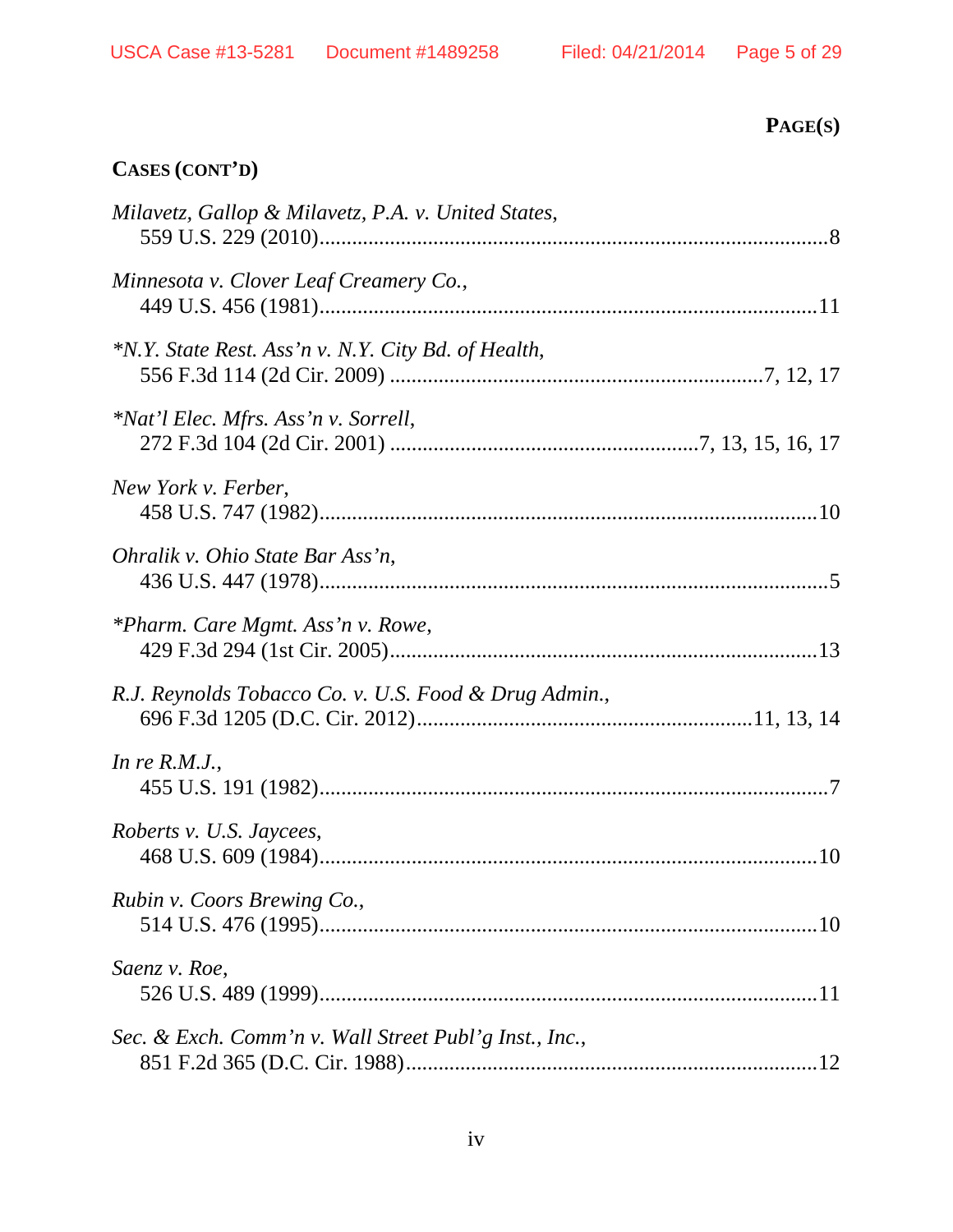**PAGE(S)**

**CASES (CONT'D)**

*Milavetz, Gallop & Milavetz, P.A. v. United States*,
559 U.S. 229 (2010)..........................................................................................8

*Minnesota v. Clover Leaf Creamery Co.*,
449 U.S. 456 (1981)........................................................................................11

**N.Y. State Rest. Ass'n v. N.Y. City Bd. of Health*,
556 F.3d 114 (2d Cir. 2009) ...................................................................7, 12, 17

**Nat'l Elec. Mfrs. Ass'n v. Sorrell*,
272 F.3d 104 (2d Cir. 2001) .......................................................7, 13, 15, 16, 17

*New York v. Ferber*,
458 U.S. 747 (1982)........................................................................................10

*Ohralik v. Ohio State Bar Ass'n*,
436 U.S. 447 (1978)..........................................................................................5

**Pharm. Care Mgmt. Ass'n v. Rowe*,
429 F.3d 294 (1st Cir. 2005)............................................................................13

*R.J. Reynolds Tobacco Co. v. U.S. Food & Drug Admin.*,
696 F.3d 1205 (D.C. Cir. 2012)...........................................................11, 13, 14

*In re R.M.J.*,
455 U.S. 191 (1982)..........................................................................................7

*Roberts v. U.S. Jaycees*,
468 U.S. 609 (1984)........................................................................................10

*Rubin v. Coors Brewing Co.*,
514 U.S. 476 (1995)........................................................................................10

*Saenz v. Roe*,
526 U.S. 489 (1999)........................................................................................11

*Sec. & Exch. Comm'n v. Wall Street Publ'g Inst., Inc.*,
851 F.2d 365 (D.C. Cir. 1988)..........................................................................12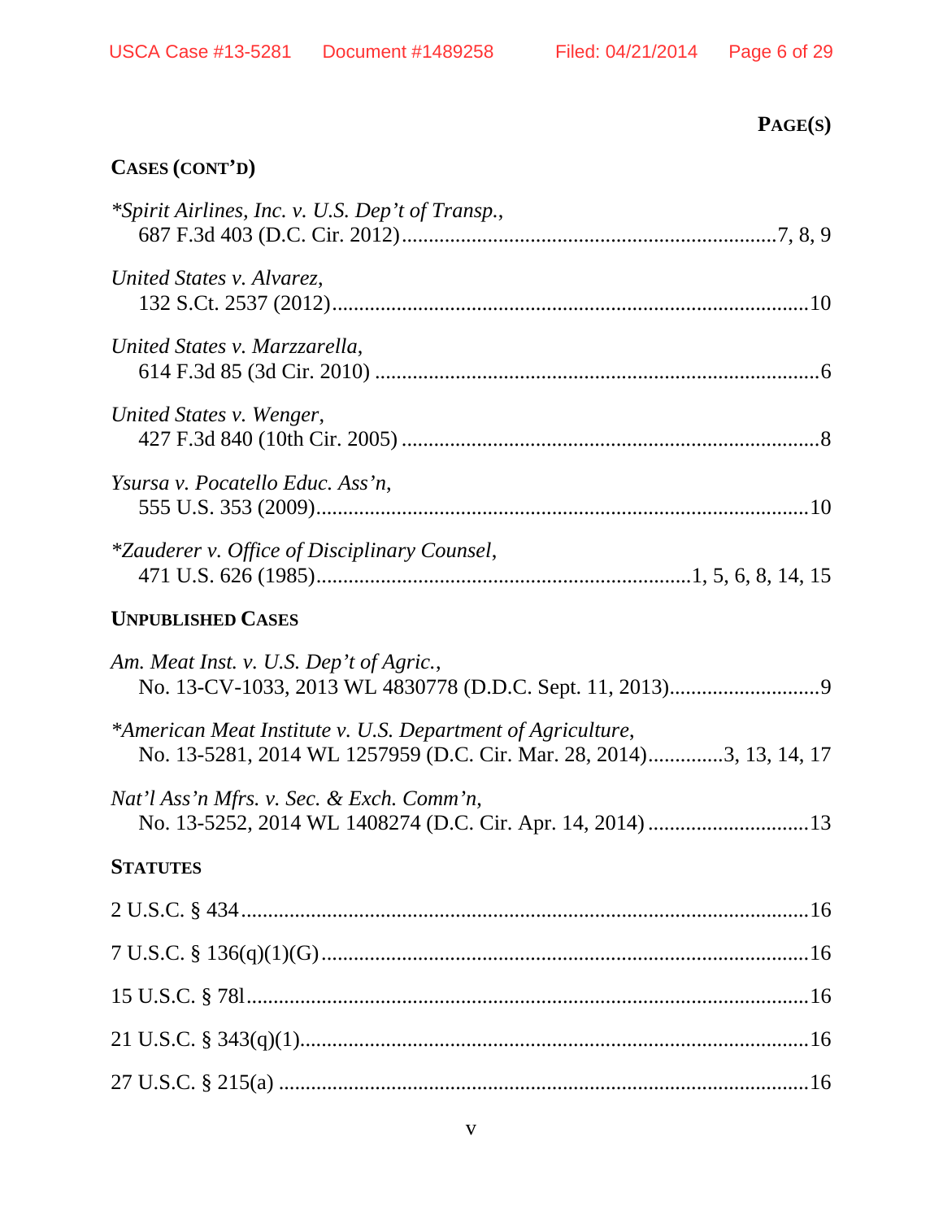**PAGE(S)**

**CASES (CONT'D)**

**Spirit Airlines, Inc. v. U.S. Dep't of Transp.*,
687 F.3d 403 (D.C. Cir. 2012)....................................................................7, 8, 9

*United States v. Alvarez*,
132 S.Ct. 2537 (2012).......................................................................................10

*United States v. Marzzarella*,
614 F.3d 85 (3d Cir. 2010) .................................................................................6

*United States v. Wenger*,
427 F.3d 840 (10th Cir. 2005) ............................................................................8

*Ysursa v. Pocatello Educ. Ass'n*,
555 U.S. 353 (2009)..........................................................................................10

**Zauderer v. Office of Disciplinary Counsel*,
471 U.S. 626 (1985)....................................................................1, 5, 6, 8, 14, 15

**UNPUBLISHED CASES**

*Am. Meat Inst. v. U.S. Dep't of Agric.*,
No. 13-CV-1033, 2013 WL 4830778 (D.D.C. Sept. 11, 2013)............................9

**American Meat Institute v. U.S. Department of Agriculture*,
No. 13-5281, 2014 WL 1257959 (D.C. Cir. Mar. 28, 2014).............3, 13, 14, 17

*Nat'l Ass'n Mfrs. v. Sec. & Exch. Comm'n*,
No. 13-5252, 2014 WL 1408274 (D.C. Cir. Apr. 14, 2014) .............................13

**STATUTES**

2 U.S.C. § 434......................................................................................................16

7 U.S.C. § 136(q)(1)(G)........................................................................................16

15 U.S.C. § 78l......................................................................................................16

21 U.S.C. § 343(q)(1)............................................................................................16

27 U.S.C. § 215(a) ................................................................................................16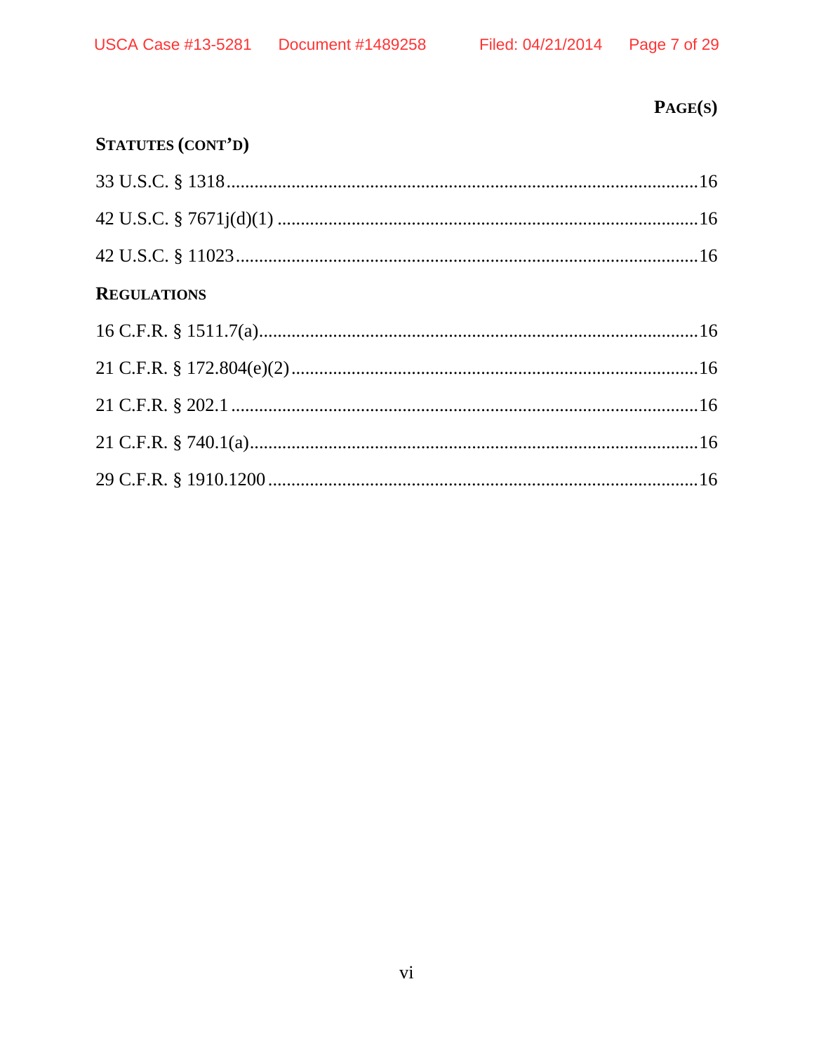**PAGE(S)**

**STATUTES (CONT'D)**

33 U.S.C. § 1318 ........................................................................................................16

42 U.S.C. § 7671j(d)(1) ...............................................................................................16

42 U.S.C. § 11023 ......................................................................................................16

**REGULATIONS**

16 C.F.R. § 1511.7(a) ..................................................................................................16

21 C.F.R. § 172.804(e)(2) ...........................................................................................16

21 C.F.R. § 202.1 ........................................................................................................16

21 C.F.R. § 740.1(a) ....................................................................................................16

29 C.F.R. § 1910.1200 ................................................................................................16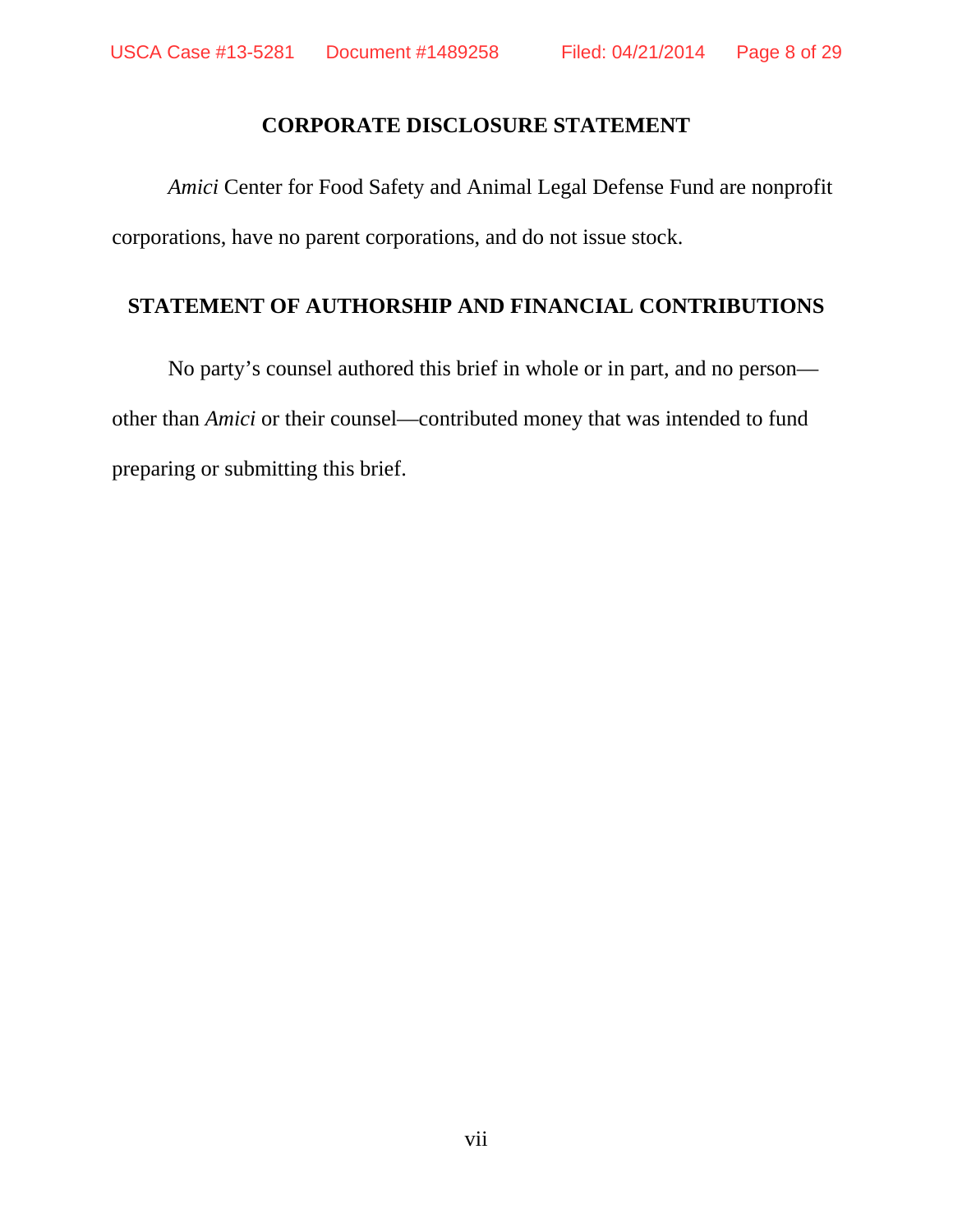## CORPORATE DISCLOSURE STATEMENT

*Amici* Center for Food Safety and Animal Legal Defense Fund are nonprofit corporations, have no parent corporations, and do not issue stock.

## STATEMENT OF AUTHORSHIP AND FINANCIAL CONTRIBUTIONS

No party's counsel authored this brief in whole or in part, and no person—other than *Amici* or their counsel—contributed money that was intended to fund preparing or submitting this brief.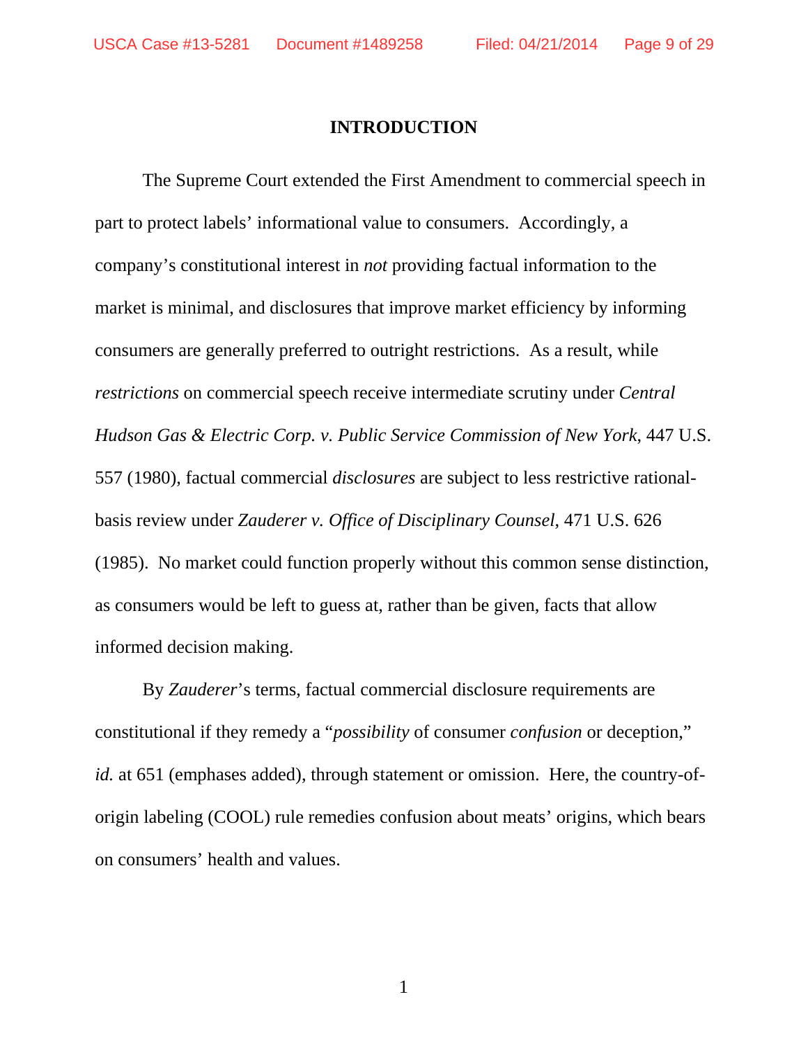## INTRODUCTION

The Supreme Court extended the First Amendment to commercial speech in part to protect labels' informational value to consumers. Accordingly, a company's constitutional interest in *not* providing factual information to the market is minimal, and disclosures that improve market efficiency by informing consumers are generally preferred to outright restrictions. As a result, while *restrictions* on commercial speech receive intermediate scrutiny under *Central Hudson Gas & Electric Corp. v. Public Service Commission of New York*, 447 U.S. 557 (1980), factual commercial *disclosures* are subject to less restrictive rational-basis review under *Zauderer v. Office of Disciplinary Counsel*, 471 U.S. 626 (1985). No market could function properly without this common sense distinction, as consumers would be left to guess at, rather than be given, facts that allow informed decision making.

By *Zauderer*'s terms, factual commercial disclosure requirements are constitutional if they remedy a "*possibility* of consumer *confusion* or deception," *id.* at 651 (emphases added), through statement or omission. Here, the country-of-origin labeling (COOL) rule remedies confusion about meats' origins, which bears on consumers' health and values.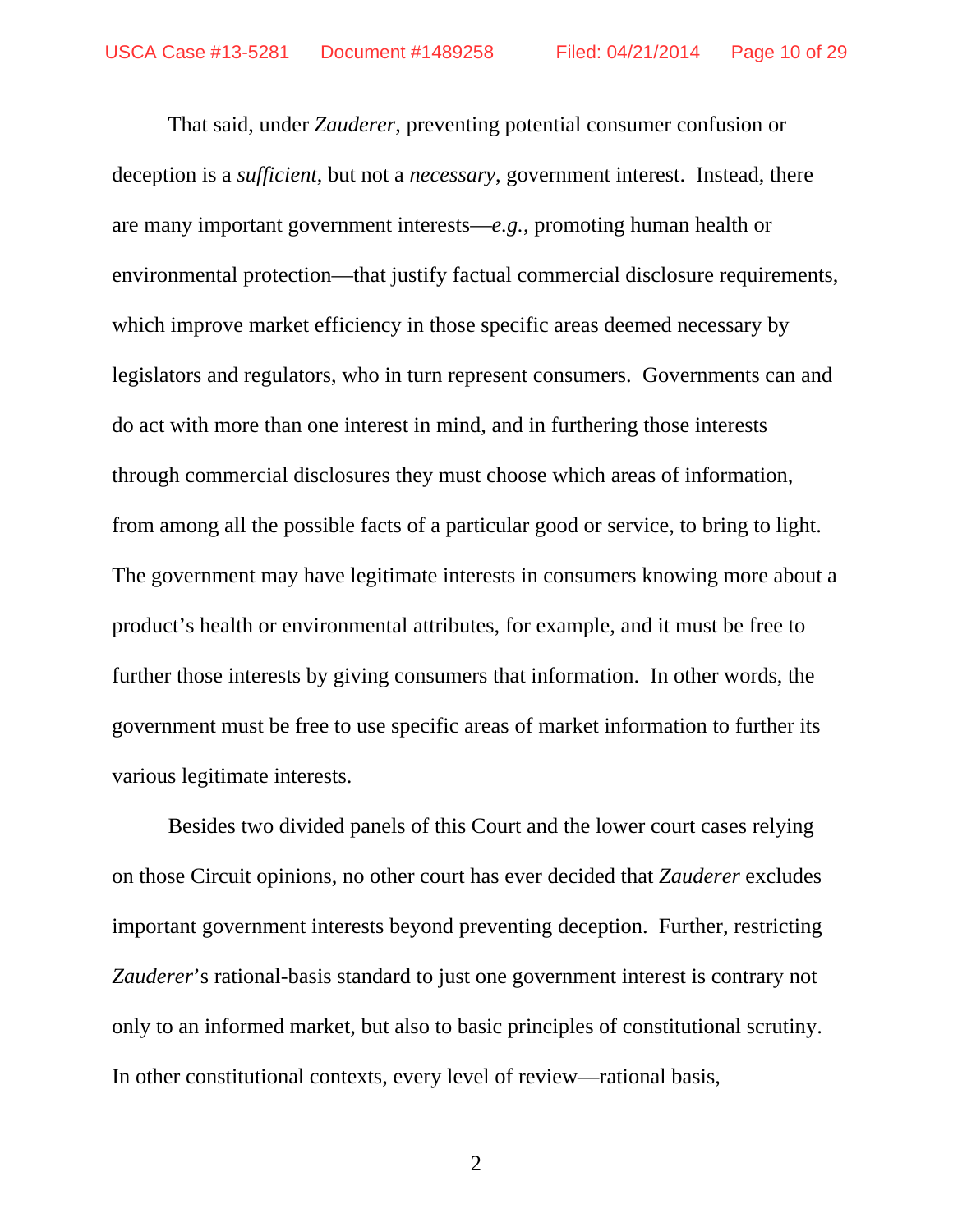That said, under *Zauderer*, preventing potential consumer confusion or deception is a *sufficient*, but not a *necessary*, government interest. Instead, there are many important government interests—*e.g.*, promoting human health or environmental protection—that justify factual commercial disclosure requirements, which improve market efficiency in those specific areas deemed necessary by legislators and regulators, who in turn represent consumers. Governments can and do act with more than one interest in mind, and in furthering those interests through commercial disclosures they must choose which areas of information, from among all the possible facts of a particular good or service, to bring to light. The government may have legitimate interests in consumers knowing more about a product's health or environmental attributes, for example, and it must be free to further those interests by giving consumers that information. In other words, the government must be free to use specific areas of market information to further its various legitimate interests.

Besides two divided panels of this Court and the lower court cases relying on those Circuit opinions, no other court has ever decided that *Zauderer* excludes important government interests beyond preventing deception. Further, restricting *Zauderer*'s rational-basis standard to just one government interest is contrary not only to an informed market, but also to basic principles of constitutional scrutiny. In other constitutional contexts, every level of review—rational basis,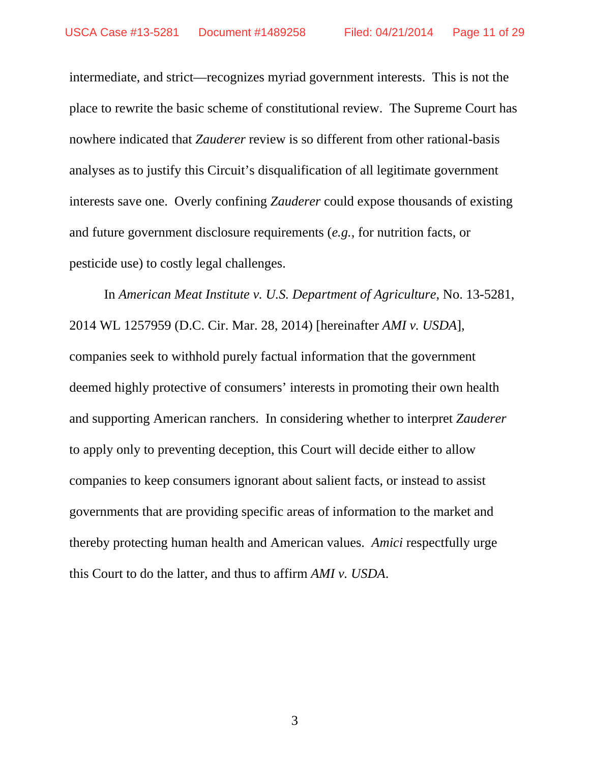intermediate, and strict—recognizes myriad government interests. This is not the place to rewrite the basic scheme of constitutional review. The Supreme Court has nowhere indicated that *Zauderer* review is so different from other rational-basis analyses as to justify this Circuit's disqualification of all legitimate government interests save one. Overly confining *Zauderer* could expose thousands of existing and future government disclosure requirements (*e.g.*, for nutrition facts, or pesticide use) to costly legal challenges.

In *American Meat Institute v. U.S. Department of Agriculture*, No. 13-5281, 2014 WL 1257959 (D.C. Cir. Mar. 28, 2014) [hereinafter *AMI v. USDA*], companies seek to withhold purely factual information that the government deemed highly protective of consumers' interests in promoting their own health and supporting American ranchers. In considering whether to interpret *Zauderer* to apply only to preventing deception, this Court will decide either to allow companies to keep consumers ignorant about salient facts, or instead to assist governments that are providing specific areas of information to the market and thereby protecting human health and American values. *Amici* respectfully urge this Court to do the latter, and thus to affirm *AMI v. USDA*.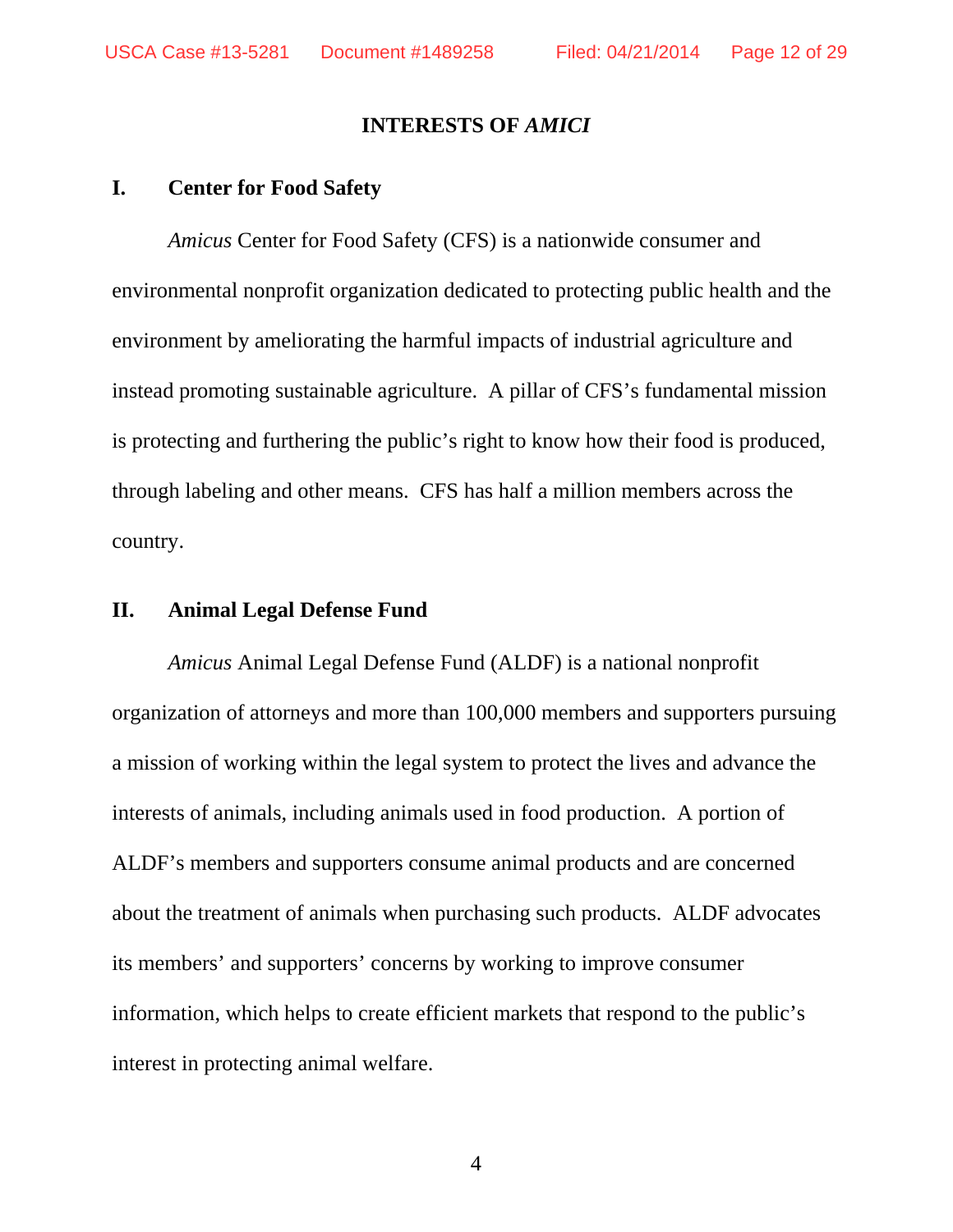# INTERESTS OF *AMICI*

## I. Center for Food Safety

*Amicus* Center for Food Safety (CFS) is a nationwide consumer and environmental nonprofit organization dedicated to protecting public health and the environment by ameliorating the harmful impacts of industrial agriculture and instead promoting sustainable agriculture. A pillar of CFS's fundamental mission is protecting and furthering the public's right to know how their food is produced, through labeling and other means. CFS has half a million members across the country.

## II. Animal Legal Defense Fund

*Amicus* Animal Legal Defense Fund (ALDF) is a national nonprofit organization of attorneys and more than 100,000 members and supporters pursuing a mission of working within the legal system to protect the lives and advance the interests of animals, including animals used in food production. A portion of ALDF's members and supporters consume animal products and are concerned about the treatment of animals when purchasing such products. ALDF advocates its members' and supporters' concerns by working to improve consumer information, which helps to create efficient markets that respond to the public's interest in protecting animal welfare.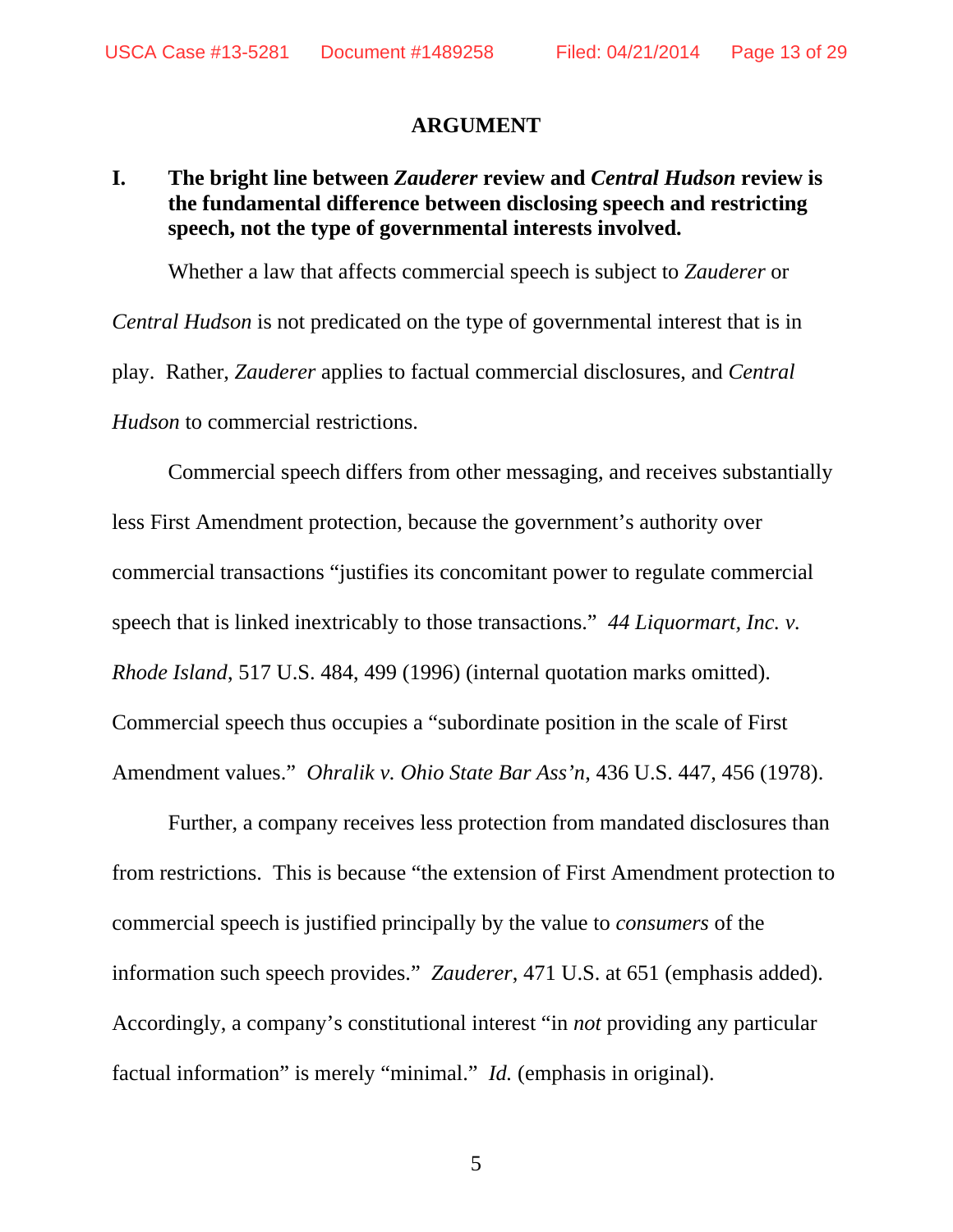## ARGUMENT

### I. The bright line between *Zauderer* review and *Central Hudson* review is the fundamental difference between disclosing speech and restricting speech, not the type of governmental interests involved.

Whether a law that affects commercial speech is subject to *Zauderer* or *Central Hudson* is not predicated on the type of governmental interest that is in play. Rather, *Zauderer* applies to factual commercial disclosures, and *Central Hudson* to commercial restrictions.

Commercial speech differs from other messaging, and receives substantially less First Amendment protection, because the government's authority over commercial transactions "justifies its concomitant power to regulate commercial speech that is linked inextricably to those transactions." *44 Liquormart, Inc. v. Rhode Island*, 517 U.S. 484, 499 (1996) (internal quotation marks omitted). Commercial speech thus occupies a "subordinate position in the scale of First Amendment values." *Ohralik v. Ohio State Bar Ass'n*, 436 U.S. 447, 456 (1978).

Further, a company receives less protection from mandated disclosures than from restrictions. This is because "the extension of First Amendment protection to commercial speech is justified principally by the value to *consumers* of the information such speech provides." *Zauderer*, 471 U.S. at 651 (emphasis added). Accordingly, a company's constitutional interest "in *not* providing any particular factual information" is merely "minimal." *Id.* (emphasis in original).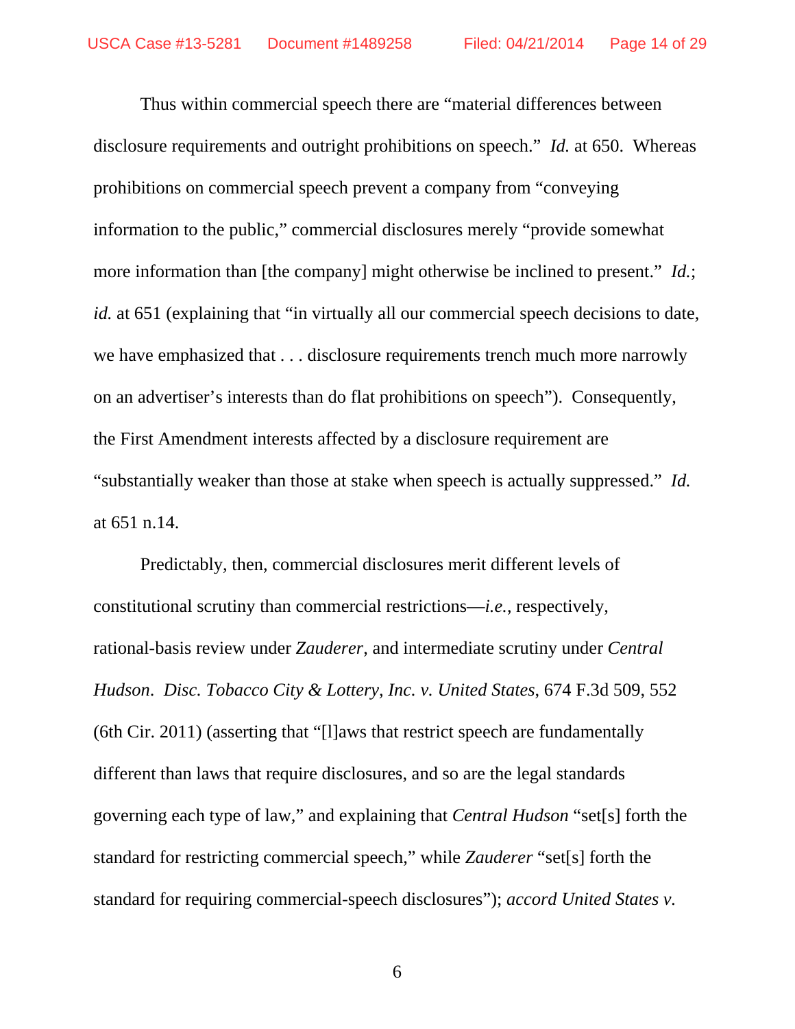Thus within commercial speech there are "material differences between disclosure requirements and outright prohibitions on speech." *Id.* at 650. Whereas prohibitions on commercial speech prevent a company from "conveying information to the public," commercial disclosures merely "provide somewhat more information than [the company] might otherwise be inclined to present." *Id.*; *id.* at 651 (explaining that "in virtually all our commercial speech decisions to date, we have emphasized that . . . disclosure requirements trench much more narrowly on an advertiser's interests than do flat prohibitions on speech"). Consequently, the First Amendment interests affected by a disclosure requirement are "substantially weaker than those at stake when speech is actually suppressed." *Id.* at 651 n.14.

Predictably, then, commercial disclosures merit different levels of constitutional scrutiny than commercial restrictions—*i.e.*, respectively, rational-basis review under *Zauderer*, and intermediate scrutiny under *Central Hudson*. *Disc. Tobacco City & Lottery, Inc. v. United States*, 674 F.3d 509, 552 (6th Cir. 2011) (asserting that "[l]aws that restrict speech are fundamentally different than laws that require disclosures, and so are the legal standards governing each type of law," and explaining that *Central Hudson* "set[s] forth the standard for restricting commercial speech," while *Zauderer* "set[s] forth the standard for requiring commercial-speech disclosures"); *accord United States v.*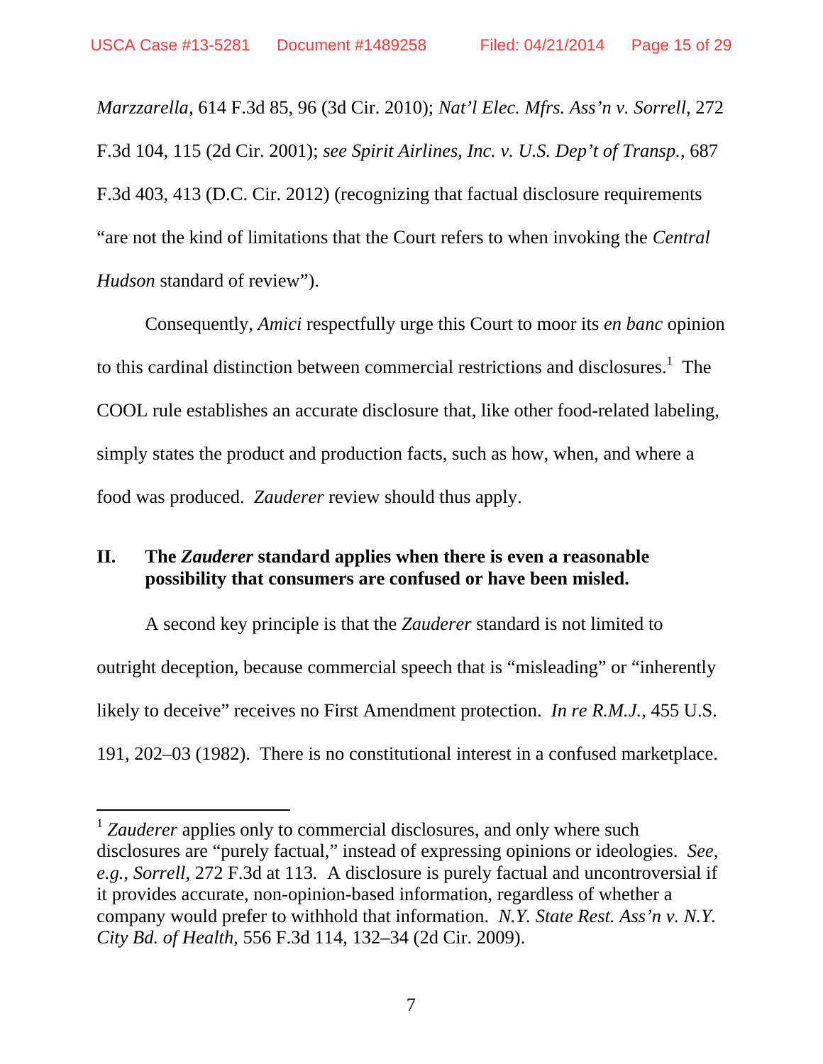*Marzzarella*, 614 F.3d 85, 96 (3d Cir. 2010); *Nat'l Elec. Mfrs. Ass'n v. Sorrell*, 272 F.3d 104, 115 (2d Cir. 2001); *see Spirit Airlines, Inc. v. U.S. Dep't of Transp.*, 687 F.3d 403, 413 (D.C. Cir. 2012) (recognizing that factual disclosure requirements "are not the kind of limitations that the Court refers to when invoking the *Central Hudson* standard of review").

Consequently, *Amici* respectfully urge this Court to moor its *en banc* opinion to this cardinal distinction between commercial restrictions and disclosures.[1] The COOL rule establishes an accurate disclosure that, like other food-related labeling, simply states the product and production facts, such as how, when, and where a food was produced. *Zauderer* review should thus apply.

## II. The *Zauderer* standard applies when there is even a reasonable possibility that consumers are confused or have been misled.

A second key principle is that the *Zauderer* standard is not limited to outright deception, because commercial speech that is "misleading" or "inherently likely to deceive" receives no First Amendment protection. *In re R.M.J.*, 455 U.S. 191, 202–03 (1982). There is no constitutional interest in a confused marketplace.

---

[1] *Zauderer* applies only to commercial disclosures, and only where such disclosures are "purely factual," instead of expressing opinions or ideologies. *See, e.g.*, *Sorrell*, 272 F.3d at 113. A disclosure is purely factual and uncontroversial if it provides accurate, non-opinion-based information, regardless of whether a company would prefer to withhold that information. *N.Y. State Rest. Ass'n v. N.Y. City Bd. of Health*, 556 F.3d 114, 132–34 (2d Cir. 2009).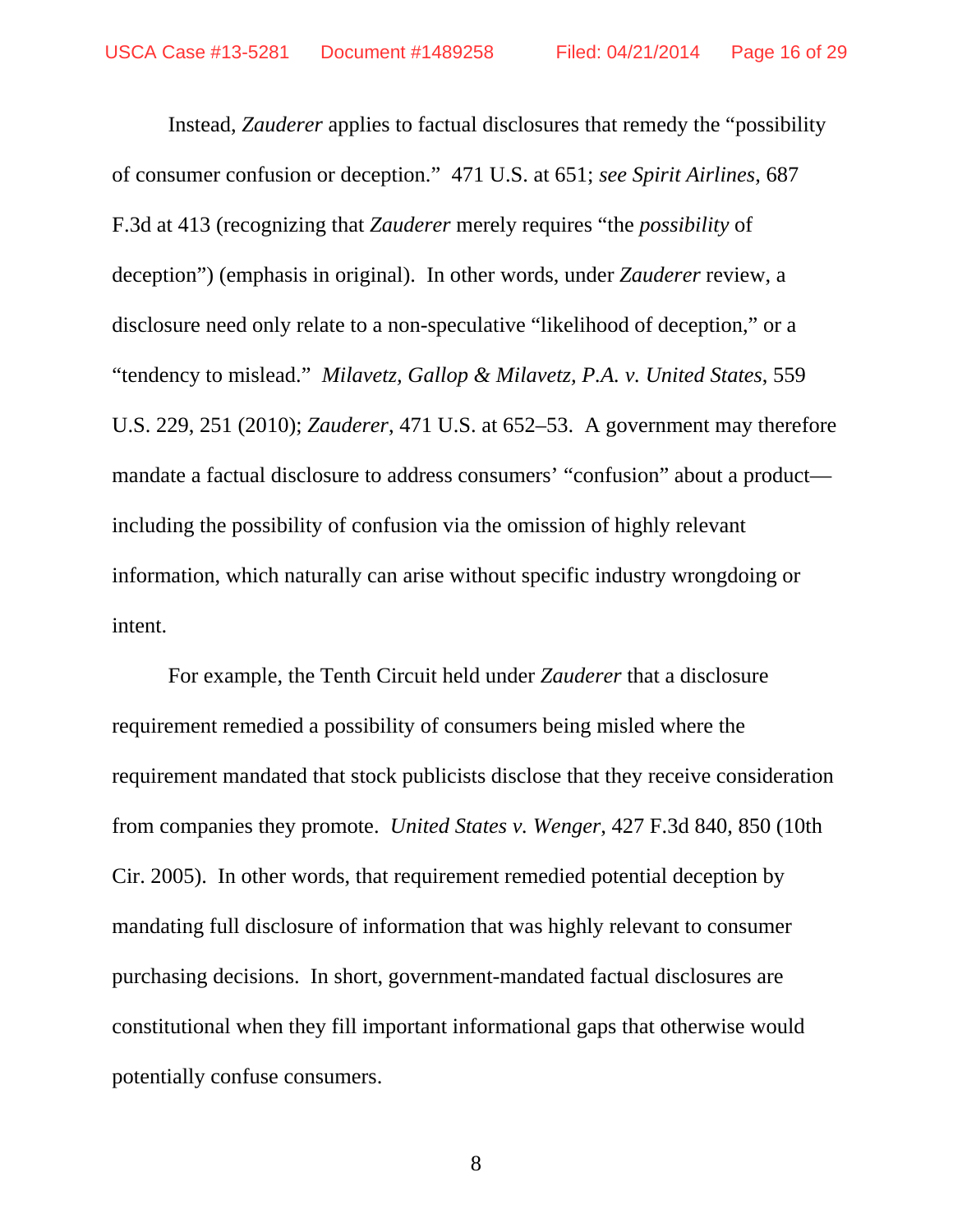Instead, *Zauderer* applies to factual disclosures that remedy the "possibility of consumer confusion or deception." 471 U.S. at 651; *see Spirit Airlines*, 687 F.3d at 413 (recognizing that *Zauderer* merely requires "the *possibility* of deception") (emphasis in original). In other words, under *Zauderer* review, a disclosure need only relate to a non-speculative "likelihood of deception," or a "tendency to mislead." *Milavetz, Gallop & Milavetz, P.A. v. United States*, 559 U.S. 229, 251 (2010); *Zauderer*, 471 U.S. at 652–53. A government may therefore mandate a factual disclosure to address consumers' "confusion" about a product—including the possibility of confusion via the omission of highly relevant information, which naturally can arise without specific industry wrongdoing or intent.

For example, the Tenth Circuit held under *Zauderer* that a disclosure requirement remedied a possibility of consumers being misled where the requirement mandated that stock publicists disclose that they receive consideration from companies they promote. *United States v. Wenger*, 427 F.3d 840, 850 (10th Cir. 2005). In other words, that requirement remedied potential deception by mandating full disclosure of information that was highly relevant to consumer purchasing decisions. In short, government-mandated factual disclosures are constitutional when they fill important informational gaps that otherwise would potentially confuse consumers.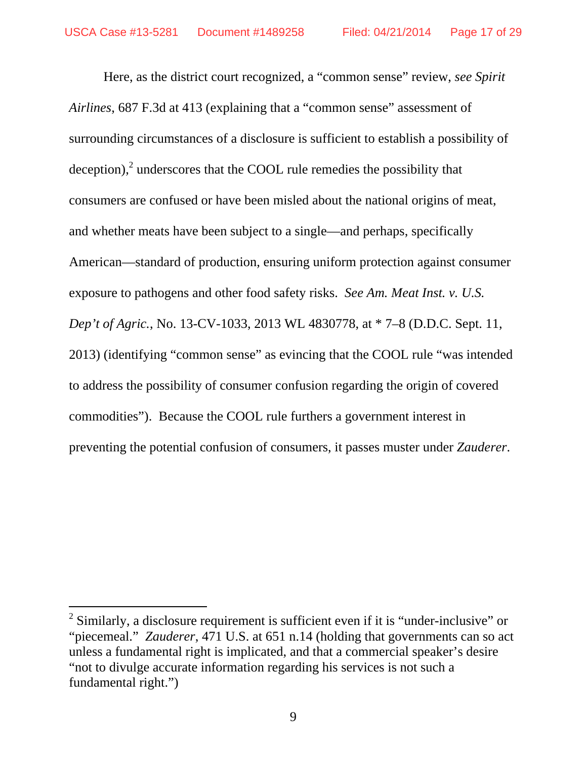Here, as the district court recognized, a "common sense" review, *see Spirit Airlines*, 687 F.3d at 413 (explaining that a "common sense" assessment of surrounding circumstances of a disclosure is sufficient to establish a possibility of deception),[2] underscores that the COOL rule remedies the possibility that consumers are confused or have been misled about the national origins of meat, and whether meats have been subject to a single—and perhaps, specifically American—standard of production, ensuring uniform protection against consumer exposure to pathogens and other food safety risks. *See Am. Meat Inst. v. U.S. Dep't of Agric.*, No. 13-CV-1033, 2013 WL 4830778, at * 7–8 (D.D.C. Sept. 11, 2013) (identifying "common sense" as evincing that the COOL rule "was intended to address the possibility of consumer confusion regarding the origin of covered commodities"). Because the COOL rule furthers a government interest in preventing the potential confusion of consumers, it passes muster under *Zauderer*.

---

[2] Similarly, a disclosure requirement is sufficient even if it is "under-inclusive" or "piecemeal." *Zauderer*, 471 U.S. at 651 n.14 (holding that governments can so act unless a fundamental right is implicated, and that a commercial speaker's desire "not to divulge accurate information regarding his services is not such a fundamental right.")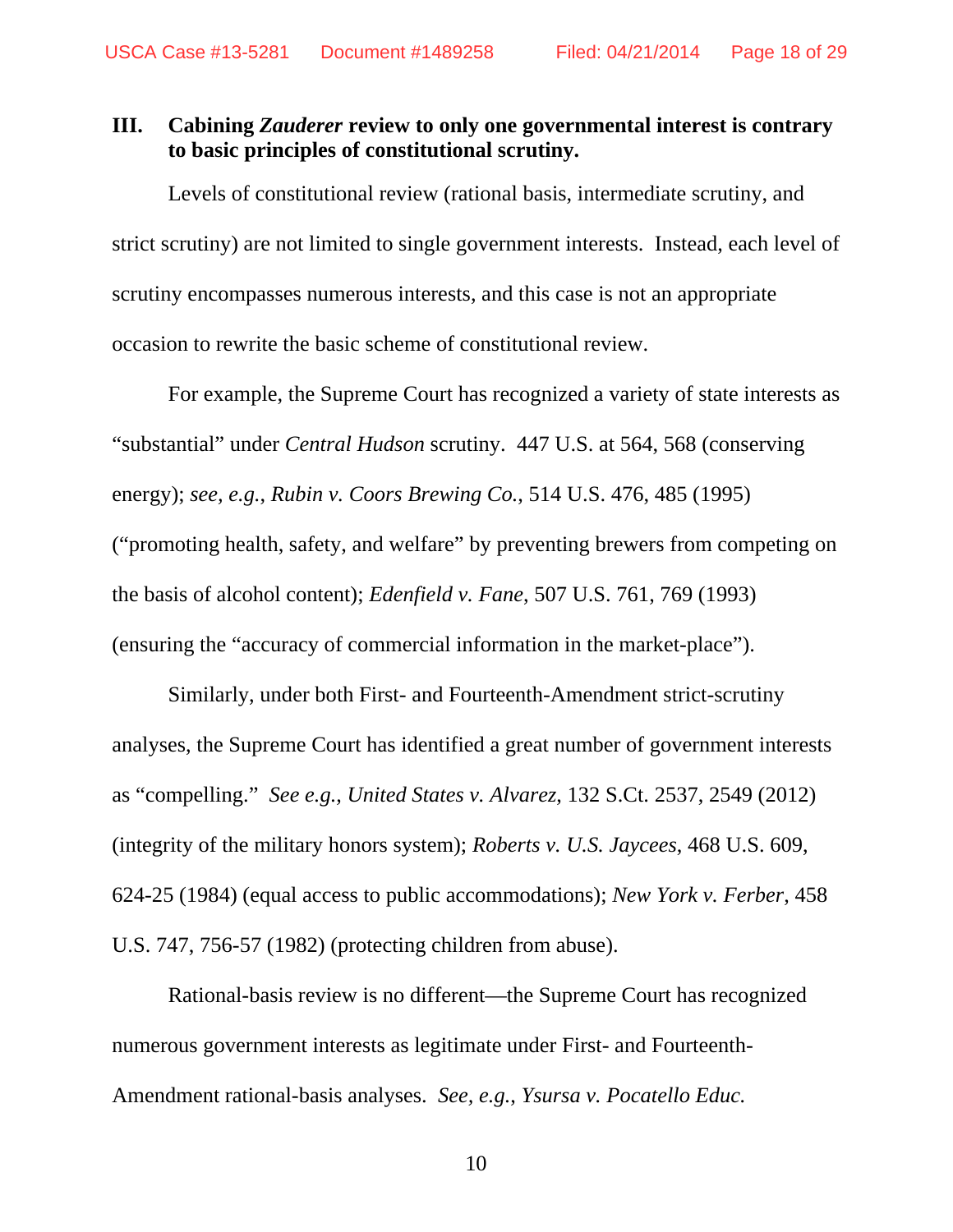### III. Cabining *Zauderer* review to only one governmental interest is contrary to basic principles of constitutional scrutiny.

Levels of constitutional review (rational basis, intermediate scrutiny, and strict scrutiny) are not limited to single government interests. Instead, each level of scrutiny encompasses numerous interests, and this case is not an appropriate occasion to rewrite the basic scheme of constitutional review.

For example, the Supreme Court has recognized a variety of state interests as "substantial" under *Central Hudson* scrutiny. 447 U.S. at 564, 568 (conserving energy); *see, e.g.*, *Rubin v. Coors Brewing Co.*, 514 U.S. 476, 485 (1995) ("promoting health, safety, and welfare" by preventing brewers from competing on the basis of alcohol content); *Edenfield v. Fane*, 507 U.S. 761, 769 (1993) (ensuring the "accuracy of commercial information in the market-place").

Similarly, under both First- and Fourteenth-Amendment strict-scrutiny analyses, the Supreme Court has identified a great number of government interests as "compelling." *See e.g.*, *United States v. Alvarez*, 132 S.Ct. 2537, 2549 (2012) (integrity of the military honors system); *Roberts v. U.S. Jaycees*, 468 U.S. 609, 624-25 (1984) (equal access to public accommodations); *New York v. Ferber*, 458 U.S. 747, 756-57 (1982) (protecting children from abuse).

Rational-basis review is no different—the Supreme Court has recognized numerous government interests as legitimate under First- and Fourteenth-Amendment rational-basis analyses. *See, e.g.*, *Ysursa v. Pocatello Educ.*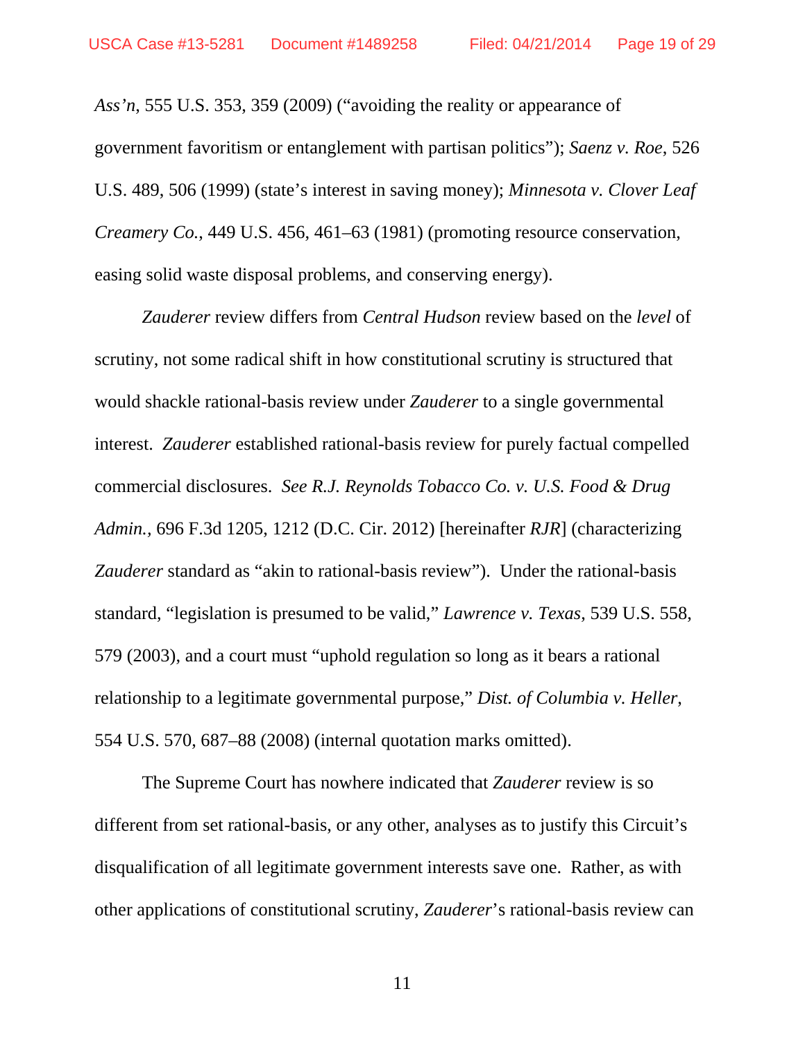*Ass'n*, 555 U.S. 353, 359 (2009) ("avoiding the reality or appearance of government favoritism or entanglement with partisan politics"); *Saenz v. Roe*, 526 U.S. 489, 506 (1999) (state's interest in saving money); *Minnesota v. Clover Leaf Creamery Co.*, 449 U.S. 456, 461–63 (1981) (promoting resource conservation, easing solid waste disposal problems, and conserving energy).

*Zauderer* review differs from *Central Hudson* review based on the *level* of scrutiny, not some radical shift in how constitutional scrutiny is structured that would shackle rational-basis review under *Zauderer* to a single governmental interest. *Zauderer* established rational-basis review for purely factual compelled commercial disclosures. *See R.J. Reynolds Tobacco Co. v. U.S. Food & Drug Admin.*, 696 F.3d 1205, 1212 (D.C. Cir. 2012) [hereinafter *RJR*] (characterizing *Zauderer* standard as "akin to rational-basis review"). Under the rational-basis standard, "legislation is presumed to be valid," *Lawrence v. Texas*, 539 U.S. 558, 579 (2003), and a court must "uphold regulation so long as it bears a rational relationship to a legitimate governmental purpose," *Dist. of Columbia v. Heller*, 554 U.S. 570, 687–88 (2008) (internal quotation marks omitted).

The Supreme Court has nowhere indicated that *Zauderer* review is so different from set rational-basis, or any other, analyses as to justify this Circuit's disqualification of all legitimate government interests save one. Rather, as with other applications of constitutional scrutiny, *Zauderer*'s rational-basis review can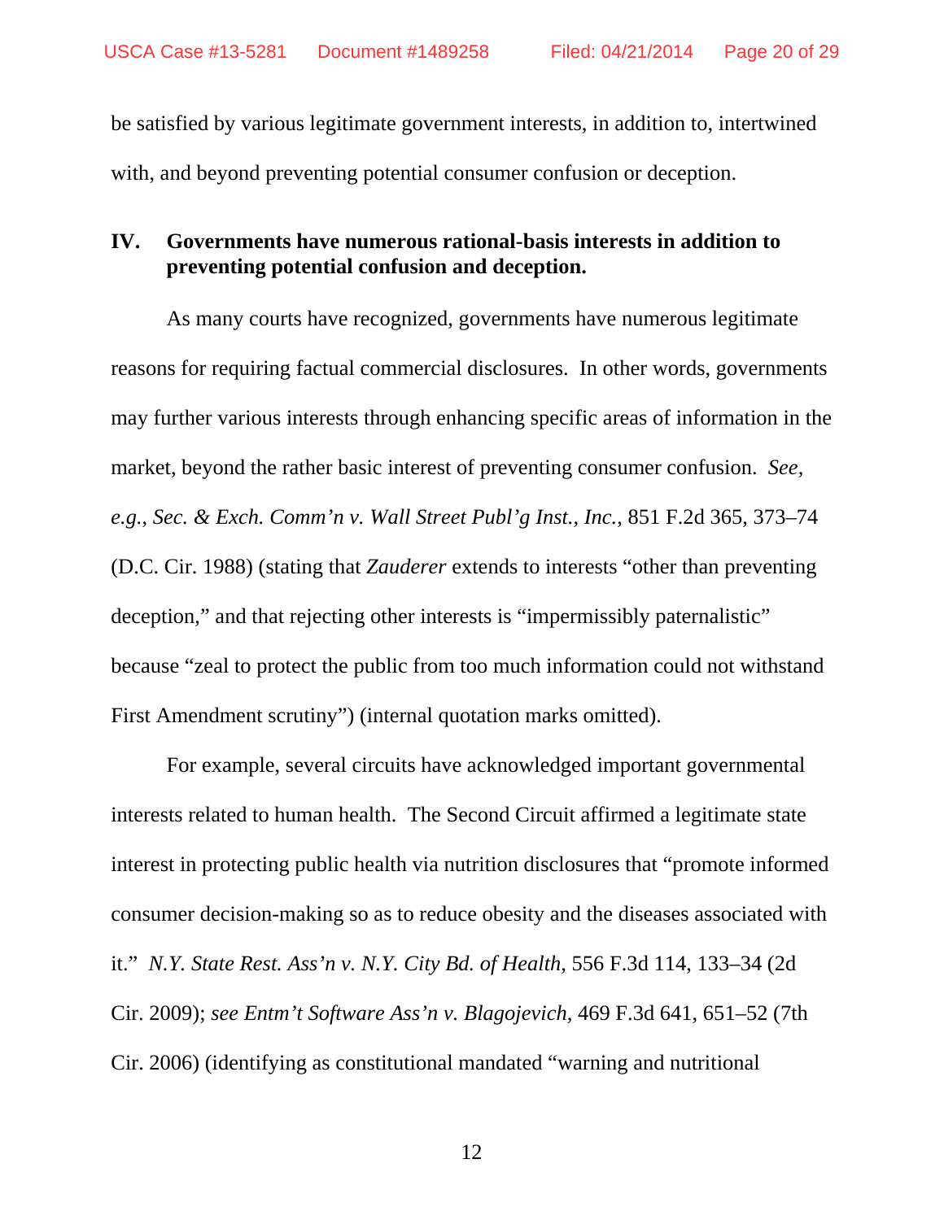be satisfied by various legitimate government interests, in addition to, intertwined with, and beyond preventing potential consumer confusion or deception.

## IV. Governments have numerous rational-basis interests in addition to preventing potential confusion and deception.

As many courts have recognized, governments have numerous legitimate reasons for requiring factual commercial disclosures. In other words, governments may further various interests through enhancing specific areas of information in the market, beyond the rather basic interest of preventing consumer confusion. *See, e.g.*, *Sec. & Exch. Comm'n v. Wall Street Publ'g Inst., Inc.*, 851 F.2d 365, 373–74 (D.C. Cir. 1988) (stating that *Zauderer* extends to interests "other than preventing deception," and that rejecting other interests is "impermissibly paternalistic" because "zeal to protect the public from too much information could not withstand First Amendment scrutiny") (internal quotation marks omitted).

For example, several circuits have acknowledged important governmental interests related to human health. The Second Circuit affirmed a legitimate state interest in protecting public health via nutrition disclosures that "promote informed consumer decision-making so as to reduce obesity and the diseases associated with it." *N.Y. State Rest. Ass'n v. N.Y. City Bd. of Health*, 556 F.3d 114, 133–34 (2d Cir. 2009); *see Entm't Software Ass'n v. Blagojevich*, 469 F.3d 641, 651–52 (7th Cir. 2006) (identifying as constitutional mandated "warning and nutritional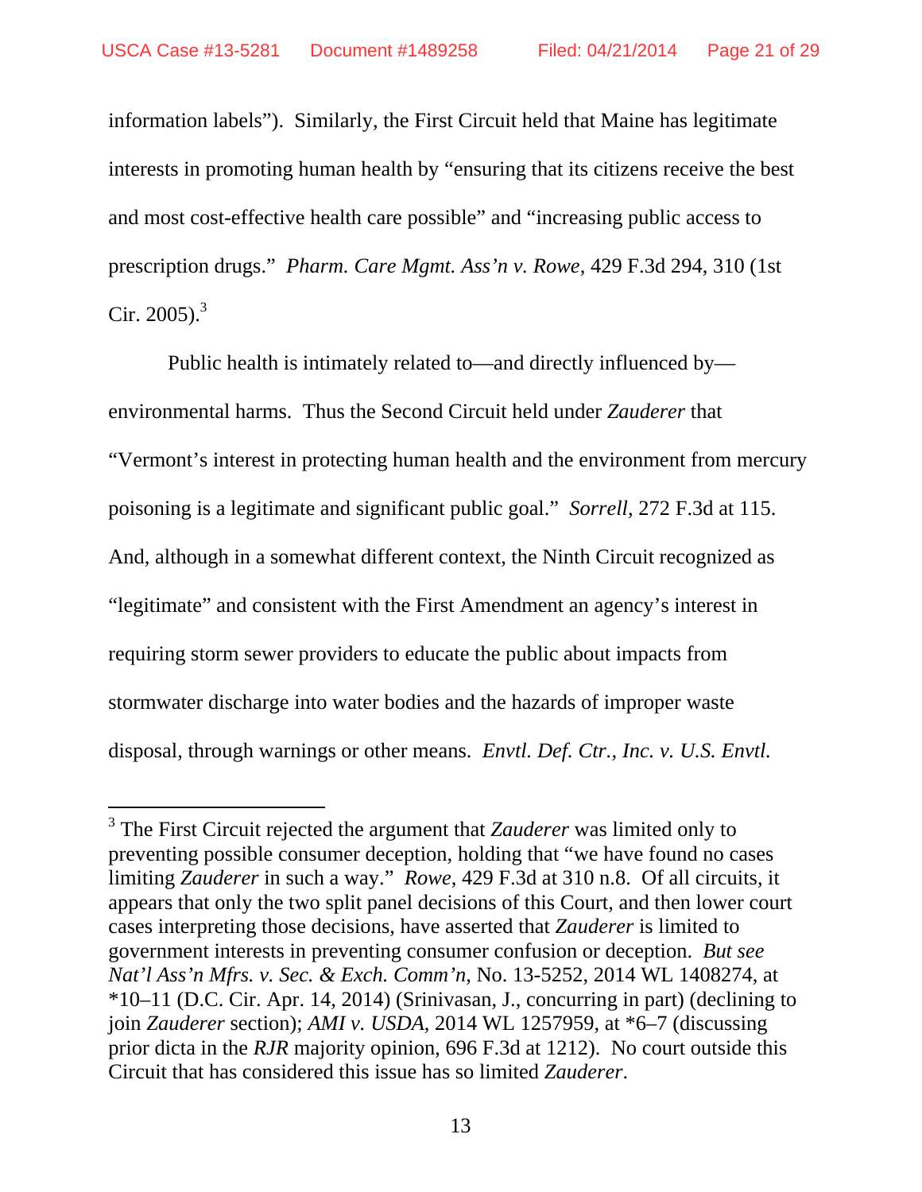information labels"). Similarly, the First Circuit held that Maine has legitimate interests in promoting human health by "ensuring that its citizens receive the best and most cost-effective health care possible" and "increasing public access to prescription drugs." *Pharm. Care Mgmt. Ass'n v. Rowe*, 429 F.3d 294, 310 (1st Cir. 2005).[3]

Public health is intimately related to—and directly influenced by—environmental harms. Thus the Second Circuit held under *Zauderer* that "Vermont's interest in protecting human health and the environment from mercury poisoning is a legitimate and significant public goal." *Sorrell*, 272 F.3d at 115. And, although in a somewhat different context, the Ninth Circuit recognized as "legitimate" and consistent with the First Amendment an agency's interest in requiring storm sewer providers to educate the public about impacts from stormwater discharge into water bodies and the hazards of improper waste disposal, through warnings or other means. *Envtl. Def. Ctr., Inc. v. U.S. Envtl.*

---

[3] The First Circuit rejected the argument that *Zauderer* was limited only to preventing possible consumer deception, holding that "we have found no cases limiting *Zauderer* in such a way." *Rowe*, 429 F.3d at 310 n.8. Of all circuits, it appears that only the two split panel decisions of this Court, and then lower court cases interpreting those decisions, have asserted that *Zauderer* is limited to government interests in preventing consumer confusion or deception. *But see Nat'l Ass'n Mfrs. v. Sec. & Exch. Comm'n*, No. 13-5252, 2014 WL 1408274, at *10–11 (D.C. Cir. Apr. 14, 2014) (Srinivasan, J., concurring in part) (declining to join *Zauderer* section); *AMI v. USDA*, 2014 WL 1257959, at *6–7 (discussing prior dicta in the *RJR* majority opinion, 696 F.3d at 1212). No court outside this Circuit that has considered this issue has so limited *Zauderer*.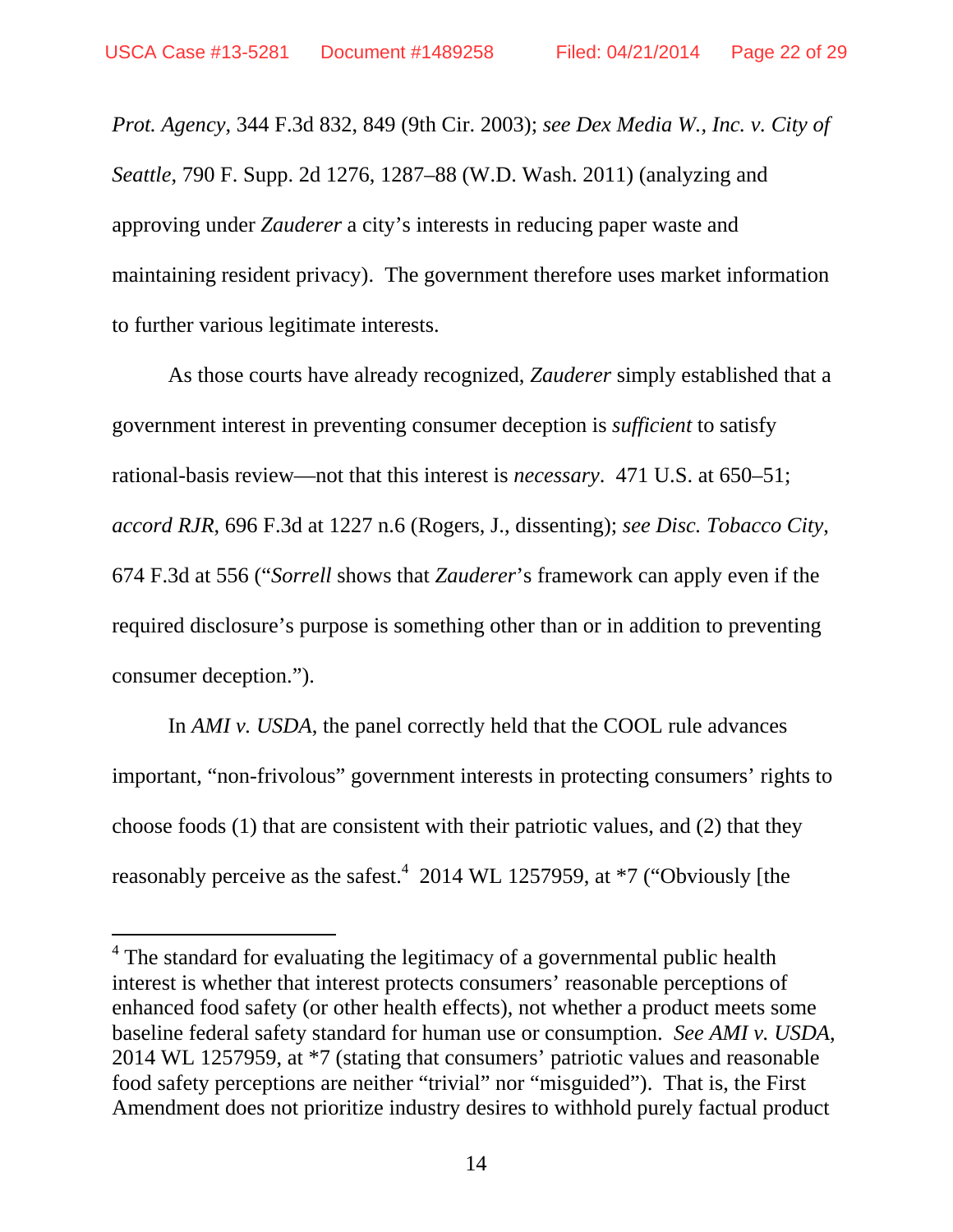*Prot. Agency*, 344 F.3d 832, 849 (9th Cir. 2003); *see Dex Media W., Inc. v. City of Seattle*, 790 F. Supp. 2d 1276, 1287–88 (W.D. Wash. 2011) (analyzing and approving under *Zauderer* a city's interests in reducing paper waste and maintaining resident privacy). The government therefore uses market information to further various legitimate interests.

As those courts have already recognized, *Zauderer* simply established that a government interest in preventing consumer deception is *sufficient* to satisfy rational-basis review—not that this interest is *necessary*. 471 U.S. at 650–51; *accord RJR*, 696 F.3d at 1227 n.6 (Rogers, J., dissenting); *see Disc. Tobacco City*, 674 F.3d at 556 ("*Sorrell* shows that *Zauderer*'s framework can apply even if the required disclosure's purpose is something other than or in addition to preventing consumer deception.").

In *AMI v. USDA*, the panel correctly held that the COOL rule advances important, "non-frivolous" government interests in protecting consumers' rights to choose foods (1) that are consistent with their patriotic values, and (2) that they reasonably perceive as the safest.[4] 2014 WL 1257959, at *7 ("Obviously [the

---

[4] The standard for evaluating the legitimacy of a governmental public health interest is whether that interest protects consumers' reasonable perceptions of enhanced food safety (or other health effects), not whether a product meets some baseline federal safety standard for human use or consumption. *See AMI v. USDA*, 2014 WL 1257959, at *7 (stating that consumers' patriotic values and reasonable food safety perceptions are neither "trivial" nor "misguided"). That is, the First Amendment does not prioritize industry desires to withhold purely factual product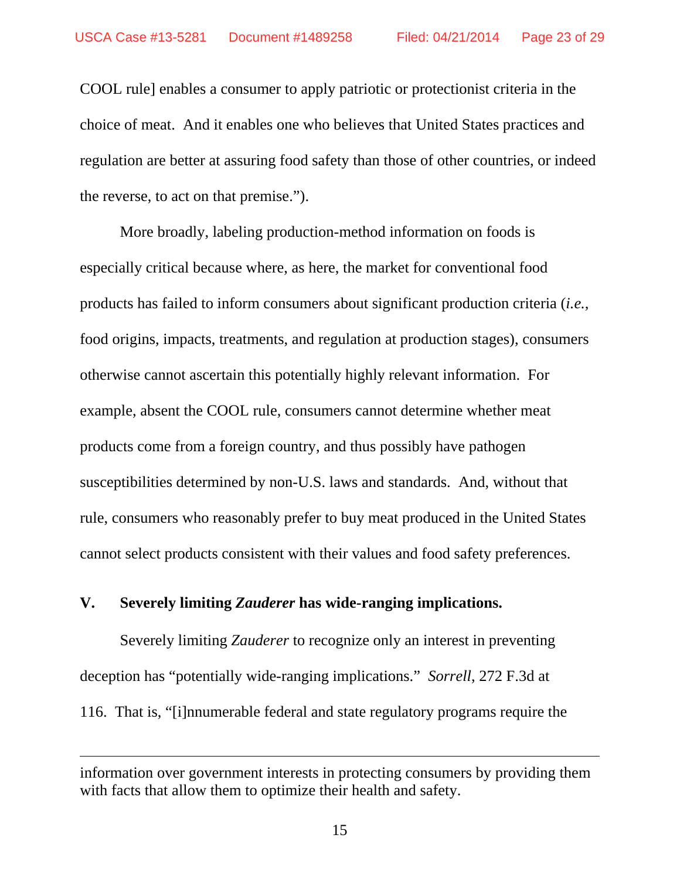COOL rule] enables a consumer to apply patriotic or protectionist criteria in the choice of meat. And it enables one who believes that United States practices and regulation are better at assuring food safety than those of other countries, or indeed the reverse, to act on that premise.").

More broadly, labeling production-method information on foods is especially critical because where, as here, the market for conventional food products has failed to inform consumers about significant production criteria (*i.e.*, food origins, impacts, treatments, and regulation at production stages), consumers otherwise cannot ascertain this potentially highly relevant information. For example, absent the COOL rule, consumers cannot determine whether meat products come from a foreign country, and thus possibly have pathogen susceptibilities determined by non-U.S. laws and standards. And, without that rule, consumers who reasonably prefer to buy meat produced in the United States cannot select products consistent with their values and food safety preferences.

## V. Severely limiting *Zauderer* has wide-ranging implications.

Severely limiting *Zauderer* to recognize only an interest in preventing deception has "potentially wide-ranging implications." *Sorrell*, 272 F.3d at 116. That is, "[i]nnumerable federal and state regulatory programs require the

---

information over government interests in protecting consumers by providing them with facts that allow them to optimize their health and safety.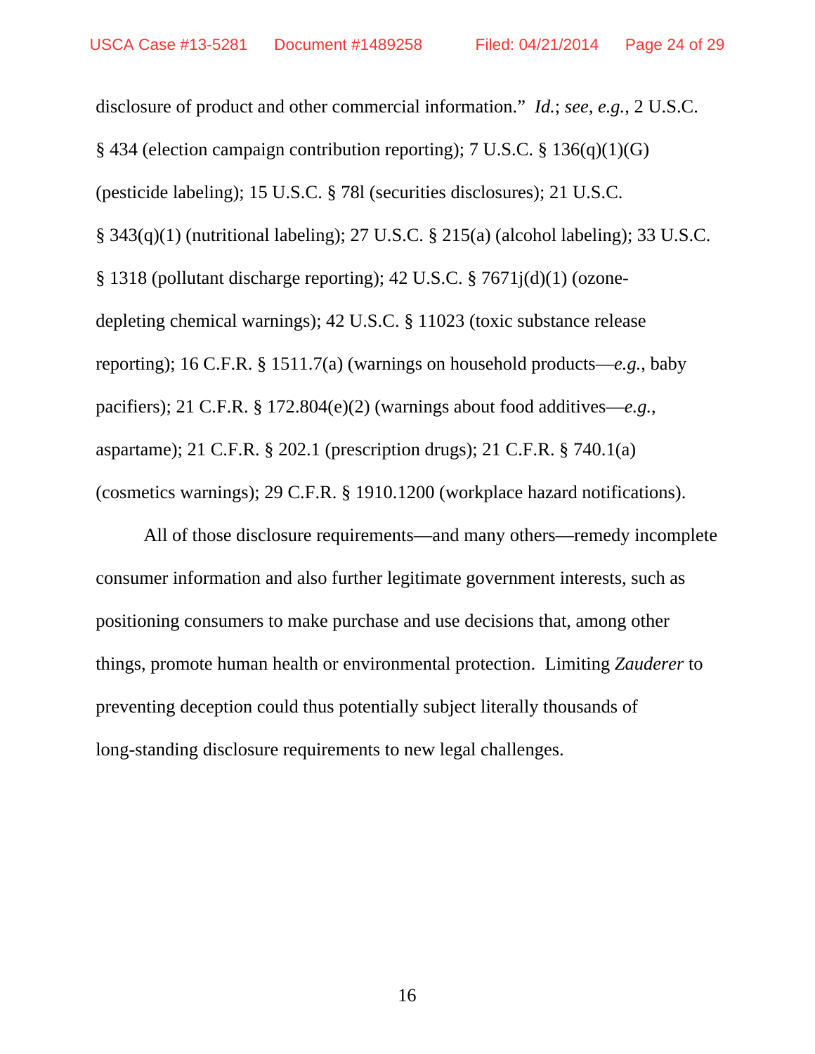disclosure of product and other commercial information." *Id.*; *see, e.g.*, 2 U.S.C. § 434 (election campaign contribution reporting); 7 U.S.C. § 136(q)(1)(G) (pesticide labeling); 15 U.S.C. § 78l (securities disclosures); 21 U.S.C. § 343(q)(1) (nutritional labeling); 27 U.S.C. § 215(a) (alcohol labeling); 33 U.S.C. § 1318 (pollutant discharge reporting); 42 U.S.C. § 7671j(d)(1) (ozone-depleting chemical warnings); 42 U.S.C. § 11023 (toxic substance release reporting); 16 C.F.R. § 1511.7(a) (warnings on household products—*e.g.*, baby pacifiers); 21 C.F.R. § 172.804(e)(2) (warnings about food additives—*e.g.*, aspartame); 21 C.F.R. § 202.1 (prescription drugs); 21 C.F.R. § 740.1(a) (cosmetics warnings); 29 C.F.R. § 1910.1200 (workplace hazard notifications).

All of those disclosure requirements—and many others—remedy incomplete consumer information and also further legitimate government interests, such as positioning consumers to make purchase and use decisions that, among other things, promote human health or environmental protection. Limiting *Zauderer* to preventing deception could thus potentially subject literally thousands of long-standing disclosure requirements to new legal challenges.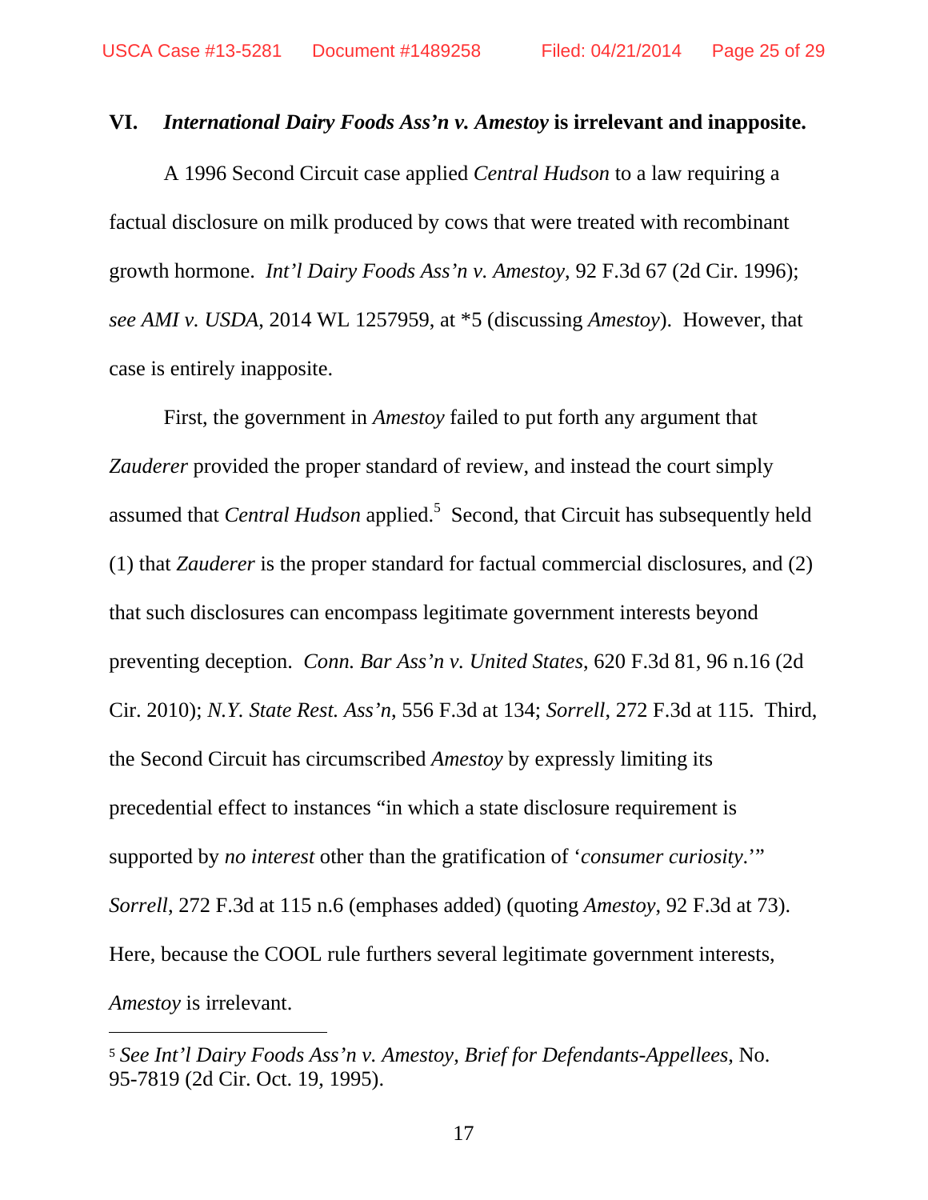## VI. *International Dairy Foods Ass'n v. Amestoy* is irrelevant and inapposite.

A 1996 Second Circuit case applied *Central Hudson* to a law requiring a factual disclosure on milk produced by cows that were treated with recombinant growth hormone. *Int'l Dairy Foods Ass'n v. Amestoy*, 92 F.3d 67 (2d Cir. 1996); *see AMI v. USDA*, 2014 WL 1257959, at *5 (discussing *Amestoy*). However, that case is entirely inapposite.

First, the government in *Amestoy* failed to put forth any argument that *Zauderer* provided the proper standard of review, and instead the court simply assumed that *Central Hudson* applied.[5] Second, that Circuit has subsequently held (1) that *Zauderer* is the proper standard for factual commercial disclosures, and (2) that such disclosures can encompass legitimate government interests beyond preventing deception. *Conn. Bar Ass'n v. United States*, 620 F.3d 81, 96 n.16 (2d Cir. 2010); *N.Y. State Rest. Ass'n*, 556 F.3d at 134; *Sorrell*, 272 F.3d at 115. Third, the Second Circuit has circumscribed *Amestoy* by expressly limiting its precedential effect to instances "in which a state disclosure requirement is supported by *no interest* other than the gratification of '*consumer curiosity*.'" *Sorrell*, 272 F.3d at 115 n.6 (emphases added) (quoting *Amestoy*, 92 F.3d at 73). Here, because the COOL rule furthers several legitimate government interests, *Amestoy* is irrelevant.

---

[5] *See Int'l Dairy Foods Ass'n v. Amestoy, Brief for Defendants-Appellees*, No. 95-7819 (2d Cir. Oct. 19, 1995).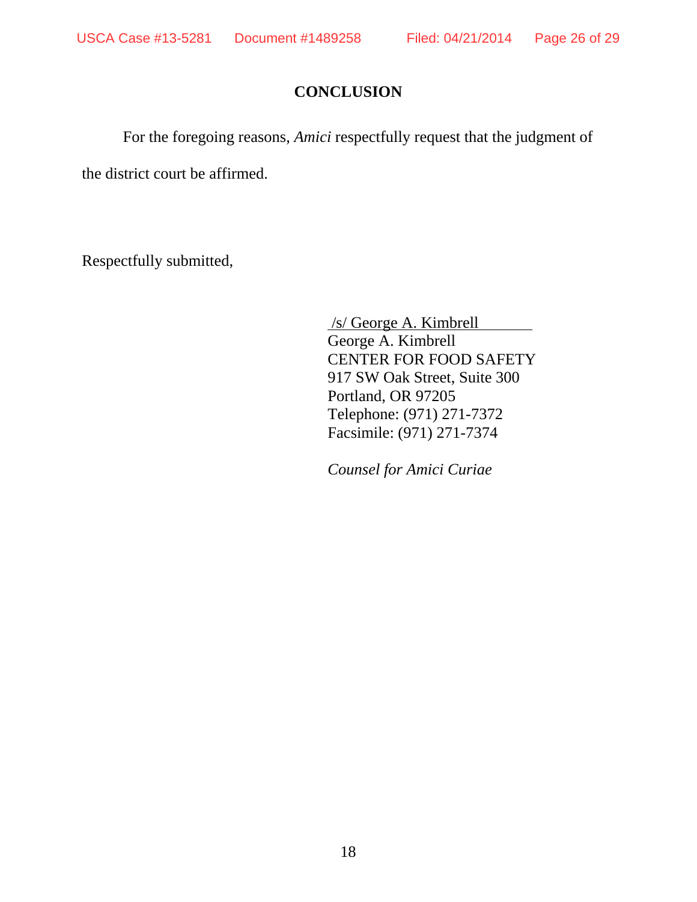# CONCLUSION

For the foregoing reasons, *Amici* respectfully request that the judgment of the district court be affirmed.

Respectfully submitted,

/s/ George A. Kimbrell
George A. Kimbrell
CENTER FOR FOOD SAFETY
917 SW Oak Street, Suite 300
Portland, OR 97205
Telephone: (971) 271-7372
Facsimile: (971) 271-7374

*Counsel for Amici Curiae*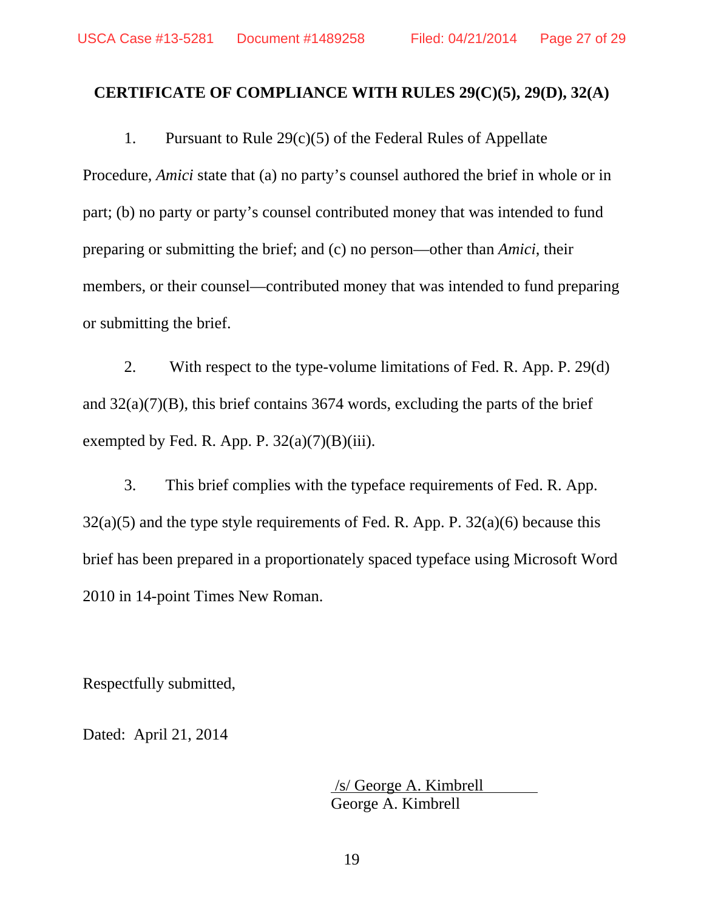## CERTIFICATE OF COMPLIANCE WITH RULES 29(C)(5), 29(D), 32(A)

1. Pursuant to Rule 29(c)(5) of the Federal Rules of Appellate Procedure, *Amici* state that (a) no party's counsel authored the brief in whole or in part; (b) no party or party's counsel contributed money that was intended to fund preparing or submitting the brief; and (c) no person—other than *Amici*, their members, or their counsel—contributed money that was intended to fund preparing or submitting the brief.

2. With respect to the type-volume limitations of Fed. R. App. P. 29(d) and 32(a)(7)(B), this brief contains 3674 words, excluding the parts of the brief exempted by Fed. R. App. P. 32(a)(7)(B)(iii).

3. This brief complies with the typeface requirements of Fed. R. App. 32(a)(5) and the type style requirements of Fed. R. App. P. 32(a)(6) because this brief has been prepared in a proportionately spaced typeface using Microsoft Word 2010 in 14-point Times New Roman.

Respectfully submitted,

Dated: April 21, 2014

/s/ George A. Kimbrell
George A. Kimbrell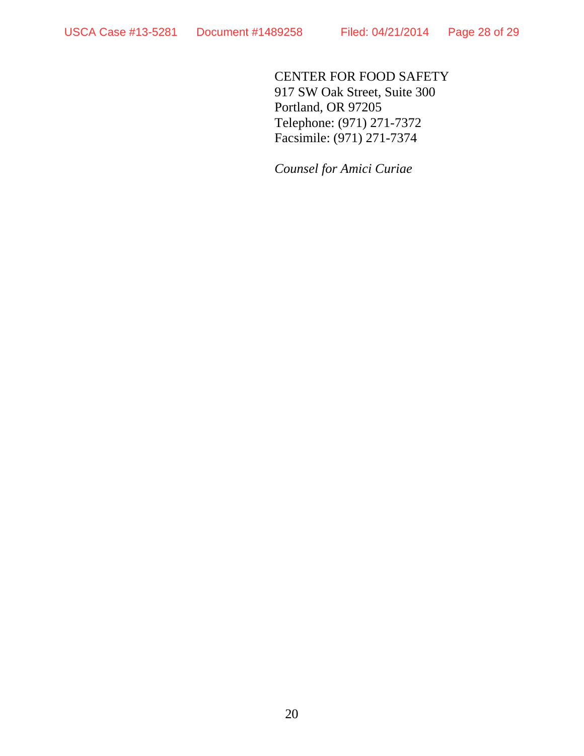CENTER FOR FOOD SAFETY
917 SW Oak Street, Suite 300
Portland, OR 97205
Telephone: (971) 271-7372
Facsimile: (971) 271-7374

*Counsel for Amici Curiae*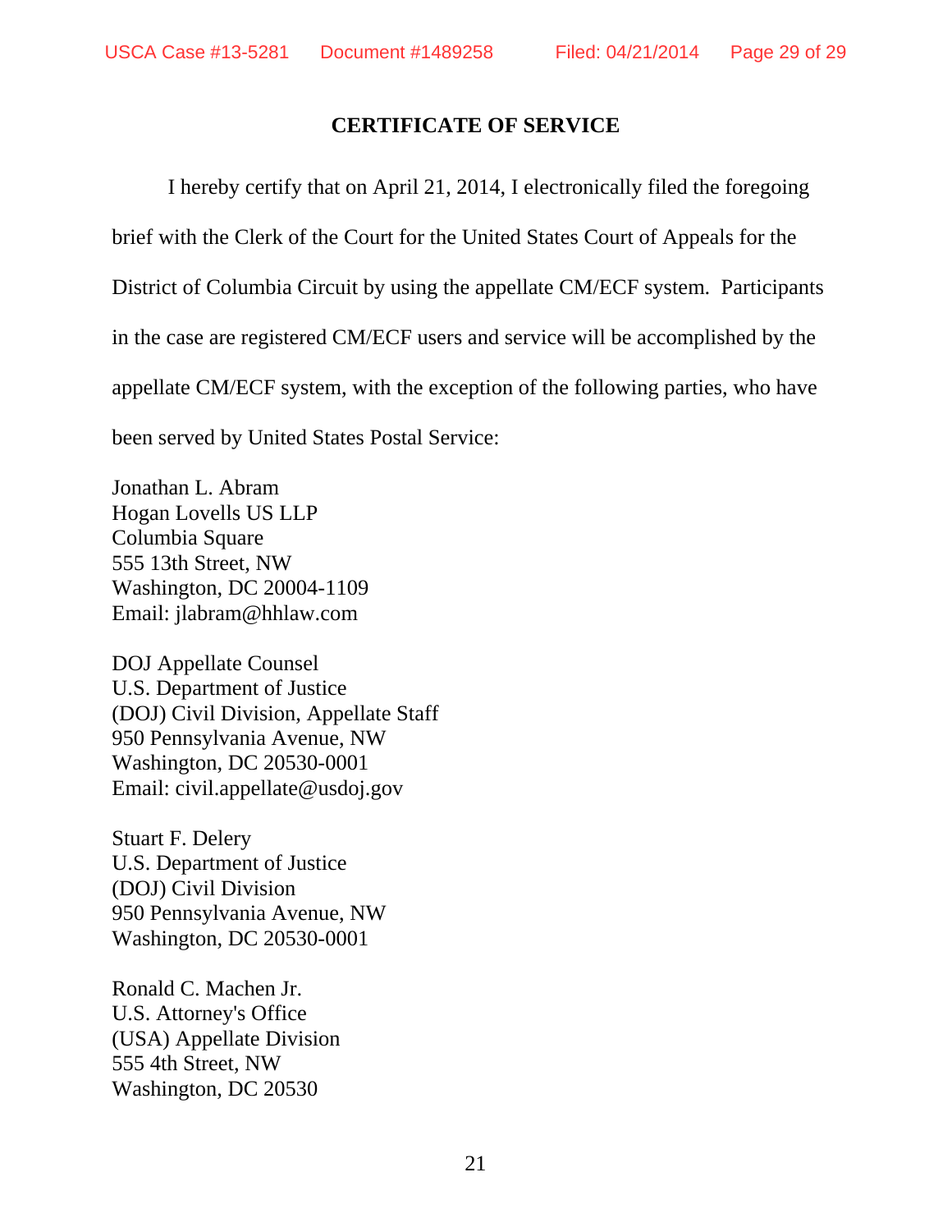## CERTIFICATE OF SERVICE

I hereby certify that on April 21, 2014, I electronically filed the foregoing brief with the Clerk of the Court for the United States Court of Appeals for the District of Columbia Circuit by using the appellate CM/ECF system. Participants in the case are registered CM/ECF users and service will be accomplished by the appellate CM/ECF system, with the exception of the following parties, who have been served by United States Postal Service:

Jonathan L. Abram
Hogan Lovells US LLP
Columbia Square
555 13th Street, NW
Washington, DC 20004-1109
Email: jlabram@hhlaw.com

DOJ Appellate Counsel
U.S. Department of Justice
(DOJ) Civil Division, Appellate Staff
950 Pennsylvania Avenue, NW
Washington, DC 20530-0001
Email: civil.appellate@usdoj.gov

Stuart F. Delery
U.S. Department of Justice
(DOJ) Civil Division
950 Pennsylvania Avenue, NW
Washington, DC 20530-0001

Ronald C. Machen Jr.
U.S. Attorney's Office
(USA) Appellate Division
555 4th Street, NW
Washington, DC 20530